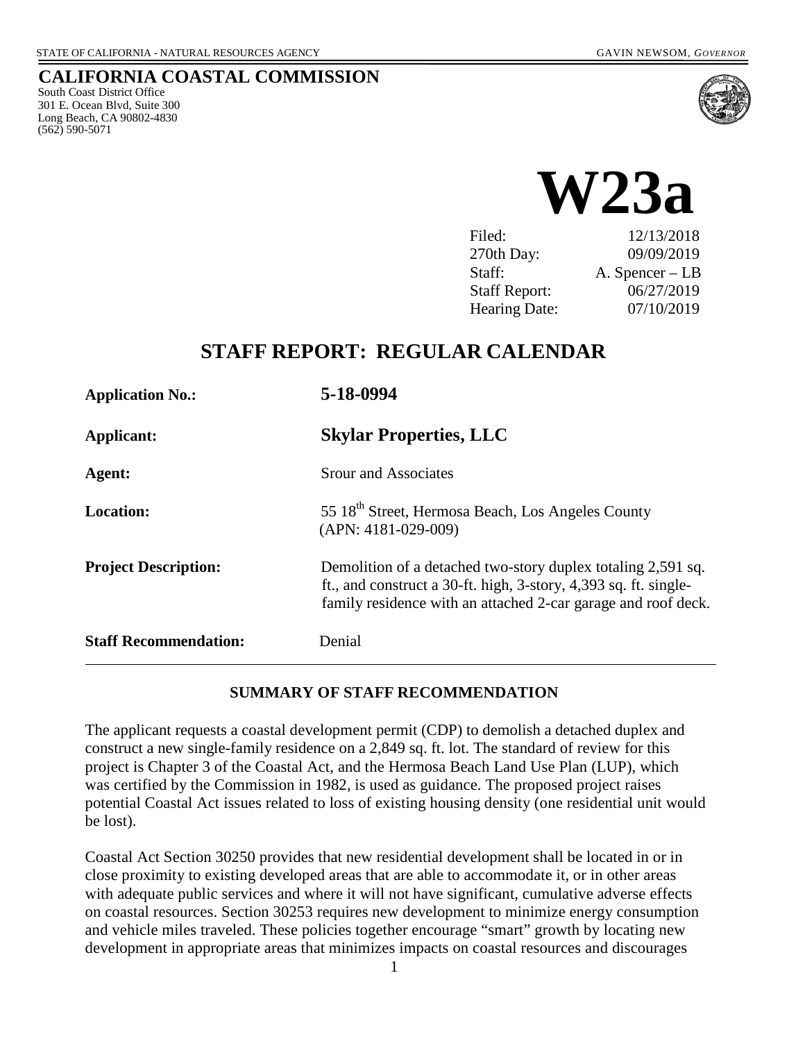STATE OF CALIFORNIA - NATURAL RESOURCES AGENCY GAVIN NEWSOM, *GOVERNOR*

# CALIFORNIA COASTAL COMMISSION

South Coast District Office
301 E. Ocean Blvd, Suite 300
Long Beach, CA 90802-4830
(562) 590-5071

# W23a

| | |
|---|---|
| Filed: | 12/13/2018 |
| 270th Day: | 09/09/2019 |
| Staff: | A. Spencer – LB |
| Staff Report: | 06/27/2019 |
| Hearing Date: | 07/10/2019 |

## STAFF REPORT: REGULAR CALENDAR

| | |
|---|---|
| **Application No.:** | **5-18-0994** |
| **Applicant:** | **Skylar Properties, LLC** |
| **Agent:** | Srour and Associates |
| **Location:** | 55 18th Street, Hermosa Beach, Los Angeles County (APN: 4181-029-009) |
| **Project Description:** | Demolition of a detached two-story duplex totaling 2,591 sq. ft., and construct a 30-ft. high, 3-story, 4,393 sq. ft. single-family residence with an attached 2-car garage and roof deck. |
| **Staff Recommendation:** | Denial |

### SUMMARY OF STAFF RECOMMENDATION

The applicant requests a coastal development permit (CDP) to demolish a detached duplex and construct a new single-family residence on a 2,849 sq. ft. lot. The standard of review for this project is Chapter 3 of the Coastal Act, and the Hermosa Beach Land Use Plan (LUP), which was certified by the Commission in 1982, is used as guidance. The proposed project raises potential Coastal Act issues related to loss of existing housing density (one residential unit would be lost).

Coastal Act Section 30250 provides that new residential development shall be located in or in close proximity to existing developed areas that are able to accommodate it, or in other areas with adequate public services and where it will not have significant, cumulative adverse effects on coastal resources. Section 30253 requires new development to minimize energy consumption and vehicle miles traveled. These policies together encourage "smart" growth by locating new development in appropriate areas that minimizes impacts on coastal resources and discourages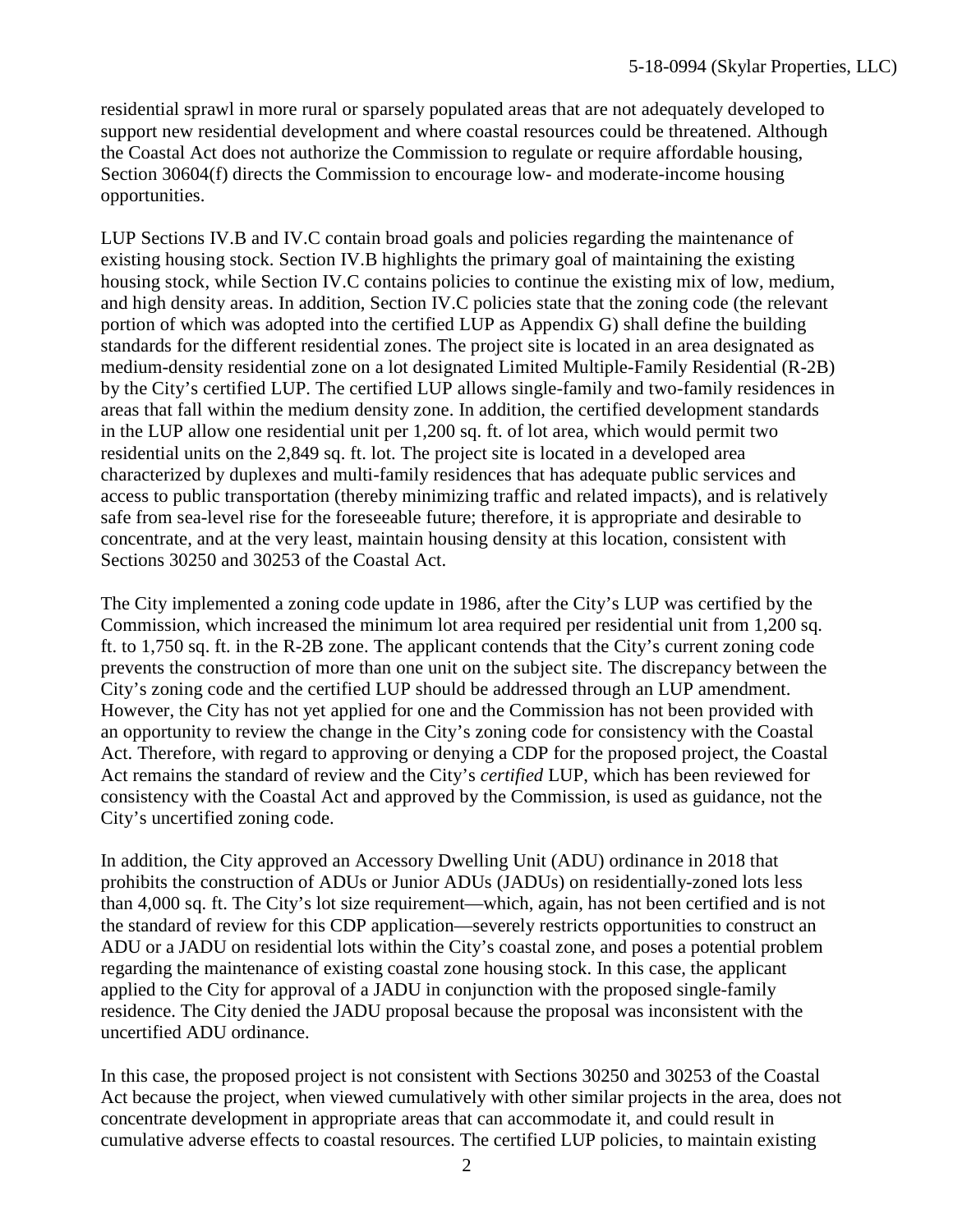residential sprawl in more rural or sparsely populated areas that are not adequately developed to support new residential development and where coastal resources could be threatened. Although the Coastal Act does not authorize the Commission to regulate or require affordable housing, Section 30604(f) directs the Commission to encourage low- and moderate-income housing opportunities.

LUP Sections IV.B and IV.C contain broad goals and policies regarding the maintenance of existing housing stock. Section IV.B highlights the primary goal of maintaining the existing housing stock, while Section IV.C contains policies to continue the existing mix of low, medium, and high density areas. In addition, Section IV.C policies state that the zoning code (the relevant portion of which was adopted into the certified LUP as Appendix G) shall define the building standards for the different residential zones. The project site is located in an area designated as medium-density residential zone on a lot designated Limited Multiple-Family Residential (R-2B) by the City's certified LUP. The certified LUP allows single-family and two-family residences in areas that fall within the medium density zone. In addition, the certified development standards in the LUP allow one residential unit per 1,200 sq. ft. of lot area, which would permit two residential units on the 2,849 sq. ft. lot. The project site is located in a developed area characterized by duplexes and multi-family residences that has adequate public services and access to public transportation (thereby minimizing traffic and related impacts), and is relatively safe from sea-level rise for the foreseeable future; therefore, it is appropriate and desirable to concentrate, and at the very least, maintain housing density at this location, consistent with Sections 30250 and 30253 of the Coastal Act.

The City implemented a zoning code update in 1986, after the City's LUP was certified by the Commission, which increased the minimum lot area required per residential unit from 1,200 sq. ft. to 1,750 sq. ft. in the R-2B zone. The applicant contends that the City's current zoning code prevents the construction of more than one unit on the subject site. The discrepancy between the City's zoning code and the certified LUP should be addressed through an LUP amendment. However, the City has not yet applied for one and the Commission has not been provided with an opportunity to review the change in the City's zoning code for consistency with the Coastal Act. Therefore, with regard to approving or denying a CDP for the proposed project, the Coastal Act remains the standard of review and the City's *certified* LUP, which has been reviewed for consistency with the Coastal Act and approved by the Commission, is used as guidance, not the City's uncertified zoning code.

In addition, the City approved an Accessory Dwelling Unit (ADU) ordinance in 2018 that prohibits the construction of ADUs or Junior ADUs (JADUs) on residentially-zoned lots less than 4,000 sq. ft. The City's lot size requirement—which, again, has not been certified and is not the standard of review for this CDP application—severely restricts opportunities to construct an ADU or a JADU on residential lots within the City's coastal zone, and poses a potential problem regarding the maintenance of existing coastal zone housing stock. In this case, the applicant applied to the City for approval of a JADU in conjunction with the proposed single-family residence. The City denied the JADU proposal because the proposal was inconsistent with the uncertified ADU ordinance.

In this case, the proposed project is not consistent with Sections 30250 and 30253 of the Coastal Act because the project, when viewed cumulatively with other similar projects in the area, does not concentrate development in appropriate areas that can accommodate it, and could result in cumulative adverse effects to coastal resources. The certified LUP policies, to maintain existing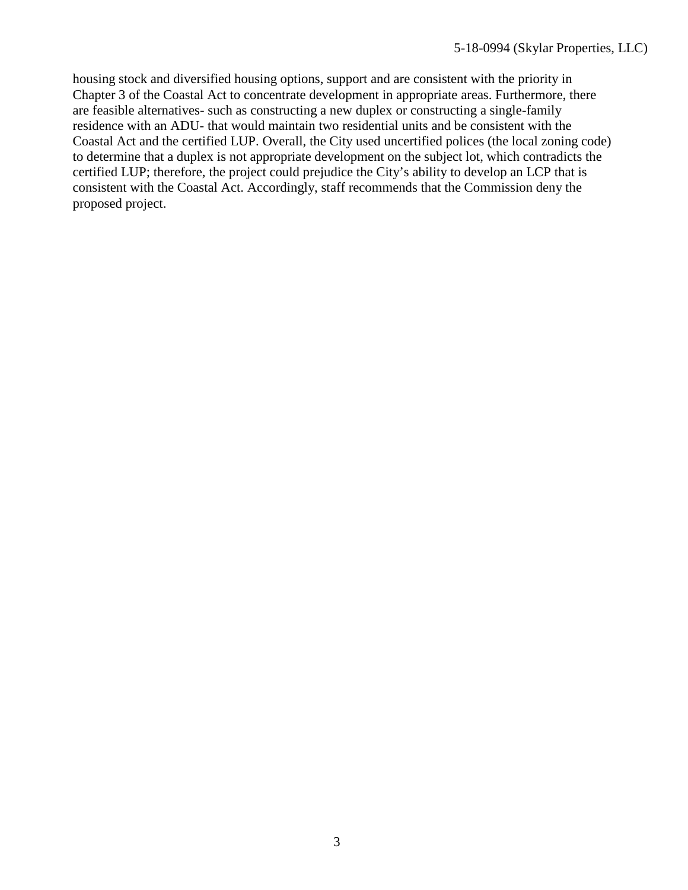housing stock and diversified housing options, support and are consistent with the priority in Chapter 3 of the Coastal Act to concentrate development in appropriate areas. Furthermore, there are feasible alternatives- such as constructing a new duplex or constructing a single-family residence with an ADU- that would maintain two residential units and be consistent with the Coastal Act and the certified LUP. Overall, the City used uncertified polices (the local zoning code) to determine that a duplex is not appropriate development on the subject lot, which contradicts the certified LUP; therefore, the project could prejudice the City's ability to develop an LCP that is consistent with the Coastal Act. Accordingly, staff recommends that the Commission deny the proposed project.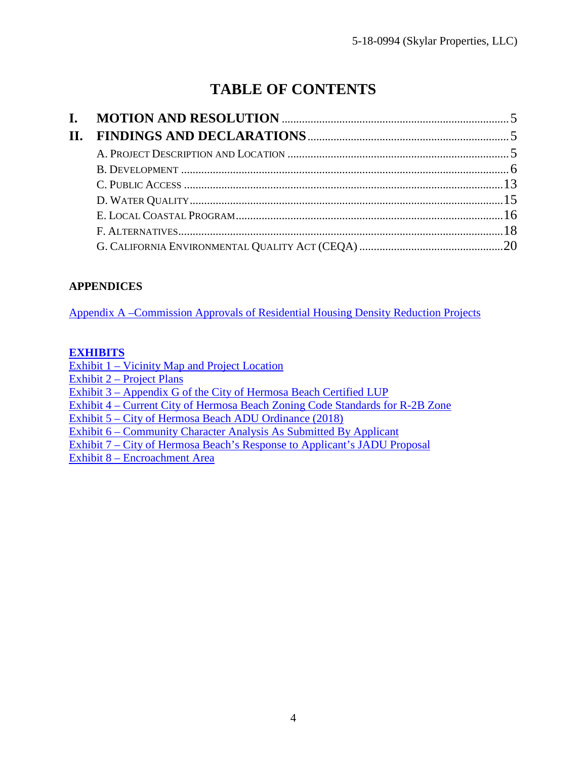# TABLE OF CONTENTS

**I. MOTION AND RESOLUTION** .......... 5

**II. FINDINGS AND DECLARATIONS** .......... 5

A. PROJECT DESCRIPTION AND LOCATION .......... 5

B. DEVELOPMENT .......... 6

C. PUBLIC ACCESS .......... 13

D. WATER QUALITY .......... 15

E. LOCAL COASTAL PROGRAM .......... 16

F. ALTERNATIVES .......... 18

G. CALIFORNIA ENVIRONMENTAL QUALITY ACT (CEQA) .......... 20

**APPENDICES**

Appendix A –Commission Approvals of Residential Housing Density Reduction Projects

**EXHIBITS**

Exhibit 1 – Vicinity Map and Project Location
Exhibit 2 – Project Plans
Exhibit 3 – Appendix G of the City of Hermosa Beach Certified LUP
Exhibit 4 – Current City of Hermosa Beach Zoning Code Standards for R-2B Zone
Exhibit 5 – City of Hermosa Beach ADU Ordinance (2018)
Exhibit 6 – Community Character Analysis As Submitted By Applicant
Exhibit 7 – City of Hermosa Beach's Response to Applicant's JADU Proposal
Exhibit 8 – Encroachment Area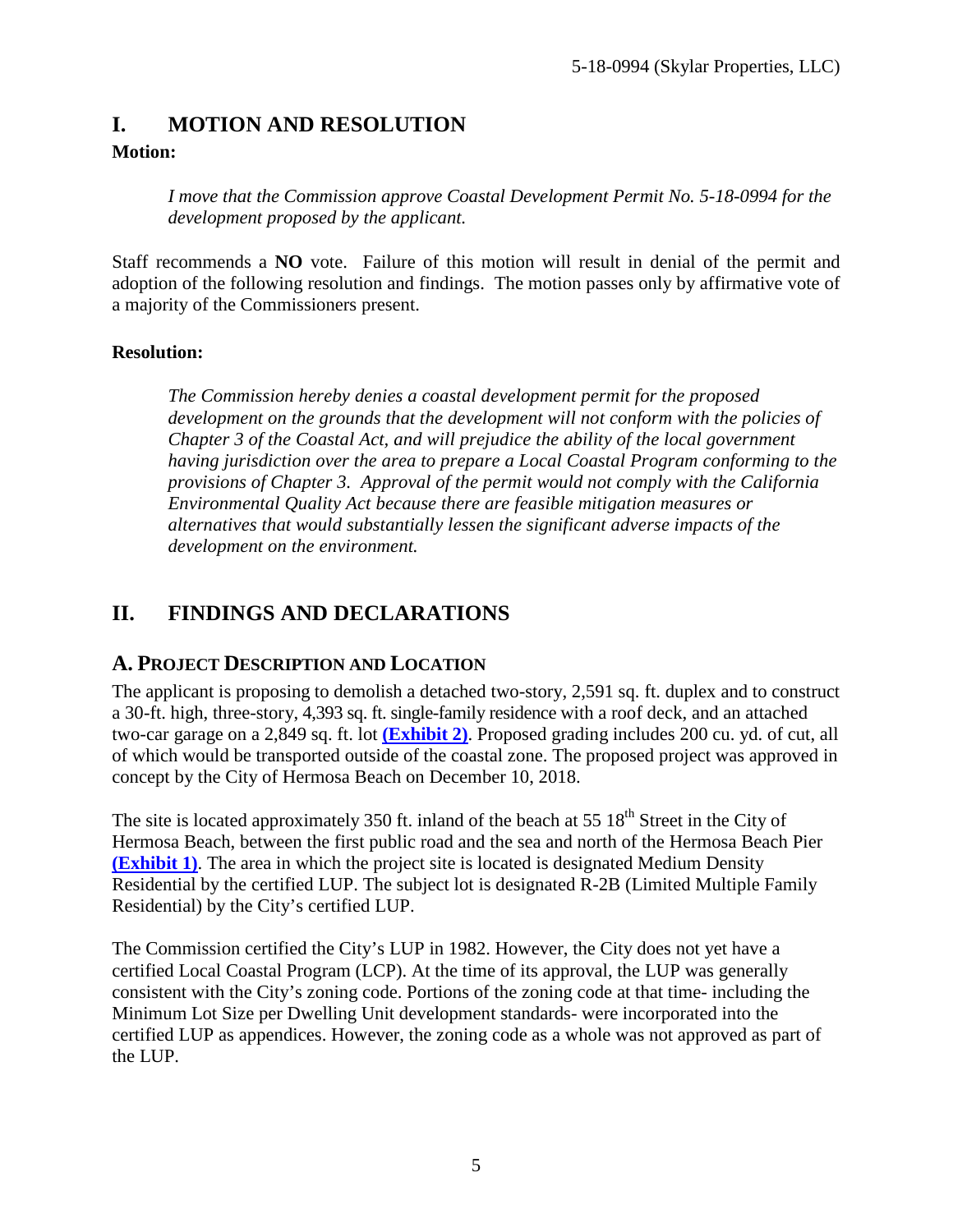# I. MOTION AND RESOLUTION

**Motion:**

> *I move that the Commission approve Coastal Development Permit No. 5-18-0994 for the development proposed by the applicant.*

Staff recommends a **NO** vote. Failure of this motion will result in denial of the permit and adoption of the following resolution and findings. The motion passes only by affirmative vote of a majority of the Commissioners present.

**Resolution:**

> *The Commission hereby denies a coastal development permit for the proposed development on the grounds that the development will not conform with the policies of Chapter 3 of the Coastal Act, and will prejudice the ability of the local government having jurisdiction over the area to prepare a Local Coastal Program conforming to the provisions of Chapter 3. Approval of the permit would not comply with the California Environmental Quality Act because there are feasible mitigation measures or alternatives that would substantially lessen the significant adverse impacts of the development on the environment.*

# II. FINDINGS AND DECLARATIONS

## A. PROJECT DESCRIPTION AND LOCATION

The applicant is proposing to demolish a detached two-story, 2,591 sq. ft. duplex and to construct a 30-ft. high, three-story, 4,393 sq. ft. single-family residence with a roof deck, and an attached two-car garage on a 2,849 sq. ft. lot **(Exhibit 2)**. Proposed grading includes 200 cu. yd. of cut, all of which would be transported outside of the coastal zone. The proposed project was approved in concept by the City of Hermosa Beach on December 10, 2018.

The site is located approximately 350 ft. inland of the beach at 55 18th Street in the City of Hermosa Beach, between the first public road and the sea and north of the Hermosa Beach Pier **(Exhibit 1)**. The area in which the project site is located is designated Medium Density Residential by the certified LUP. The subject lot is designated R-2B (Limited Multiple Family Residential) by the City's certified LUP.

The Commission certified the City's LUP in 1982. However, the City does not yet have a certified Local Coastal Program (LCP). At the time of its approval, the LUP was generally consistent with the City's zoning code. Portions of the zoning code at that time- including the Minimum Lot Size per Dwelling Unit development standards- were incorporated into the certified LUP as appendices. However, the zoning code as a whole was not approved as part of the LUP.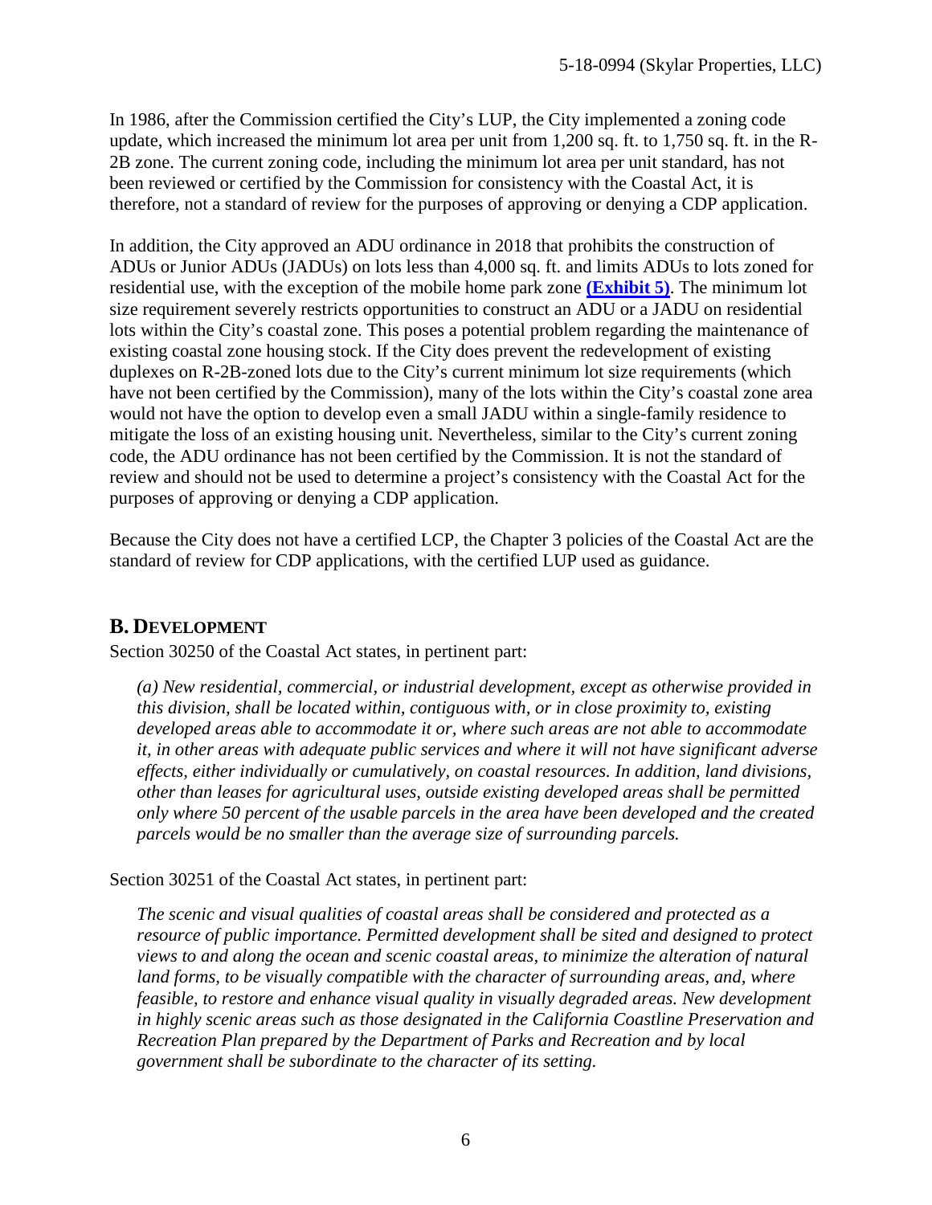In 1986, after the Commission certified the City's LUP, the City implemented a zoning code update, which increased the minimum lot area per unit from 1,200 sq. ft. to 1,750 sq. ft. in the R-2B zone. The current zoning code, including the minimum lot area per unit standard, has not been reviewed or certified by the Commission for consistency with the Coastal Act, it is therefore, not a standard of review for the purposes of approving or denying a CDP application.

In addition, the City approved an ADU ordinance in 2018 that prohibits the construction of ADUs or Junior ADUs (JADUs) on lots less than 4,000 sq. ft. and limits ADUs to lots zoned for residential use, with the exception of the mobile home park zone **(Exhibit 5)**. The minimum lot size requirement severely restricts opportunities to construct an ADU or a JADU on residential lots within the City's coastal zone. This poses a potential problem regarding the maintenance of existing coastal zone housing stock. If the City does prevent the redevelopment of existing duplexes on R-2B-zoned lots due to the City's current minimum lot size requirements (which have not been certified by the Commission), many of the lots within the City's coastal zone area would not have the option to develop even a small JADU within a single-family residence to mitigate the loss of an existing housing unit. Nevertheless, similar to the City's current zoning code, the ADU ordinance has not been certified by the Commission. It is not the standard of review and should not be used to determine a project's consistency with the Coastal Act for the purposes of approving or denying a CDP application.

Because the City does not have a certified LCP, the Chapter 3 policies of the Coastal Act are the standard of review for CDP applications, with the certified LUP used as guidance.

## B. DEVELOPMENT

Section 30250 of the Coastal Act states, in pertinent part:

> *(a) New residential, commercial, or industrial development, except as otherwise provided in this division, shall be located within, contiguous with, or in close proximity to, existing developed areas able to accommodate it or, where such areas are not able to accommodate it, in other areas with adequate public services and where it will not have significant adverse effects, either individually or cumulatively, on coastal resources. In addition, land divisions, other than leases for agricultural uses, outside existing developed areas shall be permitted only where 50 percent of the usable parcels in the area have been developed and the created parcels would be no smaller than the average size of surrounding parcels.*

Section 30251 of the Coastal Act states, in pertinent part:

> *The scenic and visual qualities of coastal areas shall be considered and protected as a resource of public importance. Permitted development shall be sited and designed to protect views to and along the ocean and scenic coastal areas, to minimize the alteration of natural land forms, to be visually compatible with the character of surrounding areas, and, where feasible, to restore and enhance visual quality in visually degraded areas. New development in highly scenic areas such as those designated in the California Coastline Preservation and Recreation Plan prepared by the Department of Parks and Recreation and by local government shall be subordinate to the character of its setting.*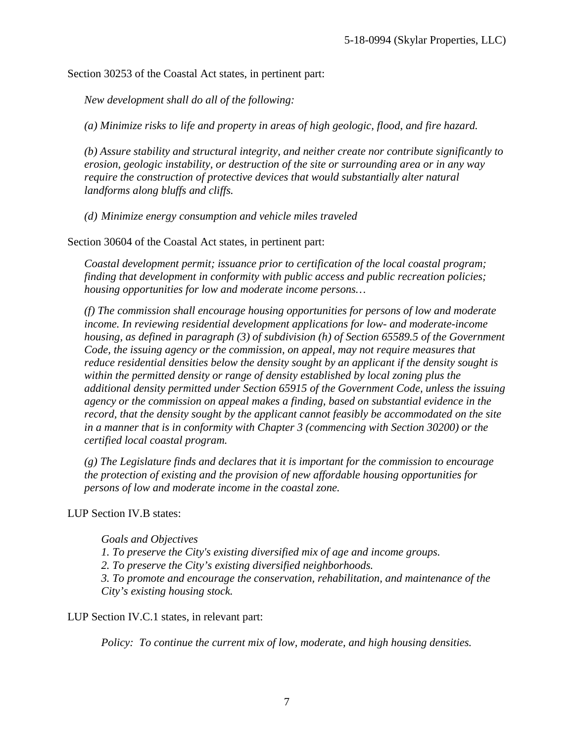Section 30253 of the Coastal Act states, in pertinent part:

> *New development shall do all of the following:*
>
> *(a) Minimize risks to life and property in areas of high geologic, flood, and fire hazard.*
>
> *(b) Assure stability and structural integrity, and neither create nor contribute significantly to erosion, geologic instability, or destruction of the site or surrounding area or in any way require the construction of protective devices that would substantially alter natural landforms along bluffs and cliffs.*
>
> *(d) Minimize energy consumption and vehicle miles traveled*

Section 30604 of the Coastal Act states, in pertinent part:

> *Coastal development permit; issuance prior to certification of the local coastal program; finding that development in conformity with public access and public recreation policies; housing opportunities for low and moderate income persons…*
>
> *(f) The commission shall encourage housing opportunities for persons of low and moderate income. In reviewing residential development applications for low- and moderate-income housing, as defined in paragraph (3) of subdivision (h) of Section 65589.5 of the Government Code, the issuing agency or the commission, on appeal, may not require measures that reduce residential densities below the density sought by an applicant if the density sought is within the permitted density or range of density established by local zoning plus the additional density permitted under Section 65915 of the Government Code, unless the issuing agency or the commission on appeal makes a finding, based on substantial evidence in the record, that the density sought by the applicant cannot feasibly be accommodated on the site in a manner that is in conformity with Chapter 3 (commencing with Section 30200) or the certified local coastal program.*
>
> *(g) The Legislature finds and declares that it is important for the commission to encourage the protection of existing and the provision of new affordable housing opportunities for persons of low and moderate income in the coastal zone.*

LUP Section IV.B states:

> *Goals and Objectives*
> *1. To preserve the City's existing diversified mix of age and income groups.*
> *2. To preserve the City's existing diversified neighborhoods.*
> *3. To promote and encourage the conservation, rehabilitation, and maintenance of the City's existing housing stock.*

LUP Section IV.C.1 states, in relevant part:

> *Policy: To continue the current mix of low, moderate, and high housing densities.*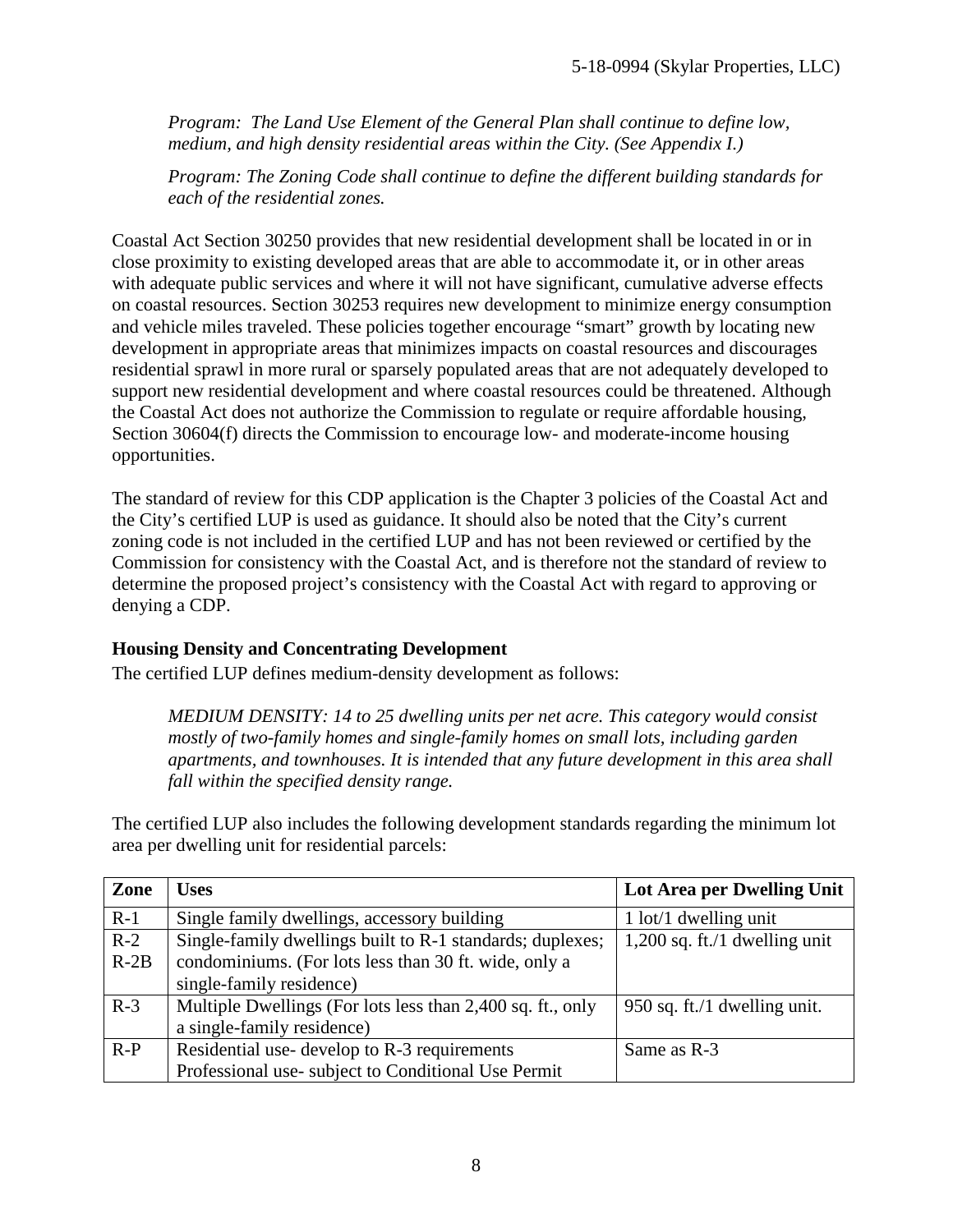*Program: The Land Use Element of the General Plan shall continue to define low, medium, and high density residential areas within the City. (See Appendix I.)*

*Program: The Zoning Code shall continue to define the different building standards for each of the residential zones.*

Coastal Act Section 30250 provides that new residential development shall be located in or in close proximity to existing developed areas that are able to accommodate it, or in other areas with adequate public services and where it will not have significant, cumulative adverse effects on coastal resources. Section 30253 requires new development to minimize energy consumption and vehicle miles traveled. These policies together encourage "smart" growth by locating new development in appropriate areas that minimizes impacts on coastal resources and discourages residential sprawl in more rural or sparsely populated areas that are not adequately developed to support new residential development and where coastal resources could be threatened. Although the Coastal Act does not authorize the Commission to regulate or require affordable housing, Section 30604(f) directs the Commission to encourage low- and moderate-income housing opportunities.

The standard of review for this CDP application is the Chapter 3 policies of the Coastal Act and the City's certified LUP is used as guidance. It should also be noted that the City's current zoning code is not included in the certified LUP and has not been reviewed or certified by the Commission for consistency with the Coastal Act, and is therefore not the standard of review to determine the proposed project's consistency with the Coastal Act with regard to approving or denying a CDP.

**Housing Density and Concentrating Development**

The certified LUP defines medium-density development as follows:

*MEDIUM DENSITY: 14 to 25 dwelling units per net acre. This category would consist mostly of two-family homes and single-family homes on small lots, including garden apartments, and townhouses. It is intended that any future development in this area shall fall within the specified density range.*

The certified LUP also includes the following development standards regarding the minimum lot area per dwelling unit for residential parcels:

| Zone | Uses | Lot Area per Dwelling Unit |
|---|---|---|
| R-1 | Single family dwellings, accessory building | 1 lot/1 dwelling unit |
| R-2<br>R-2B | Single-family dwellings built to R-1 standards; duplexes; condominiums. (For lots less than 30 ft. wide, only a single-family residence) | 1,200 sq. ft./1 dwelling unit |
| R-3 | Multiple Dwellings (For lots less than 2,400 sq. ft., only a single-family residence) | 950 sq. ft./1 dwelling unit. |
| R-P | Residential use- develop to R-3 requirements<br>Professional use- subject to Conditional Use Permit | Same as R-3 |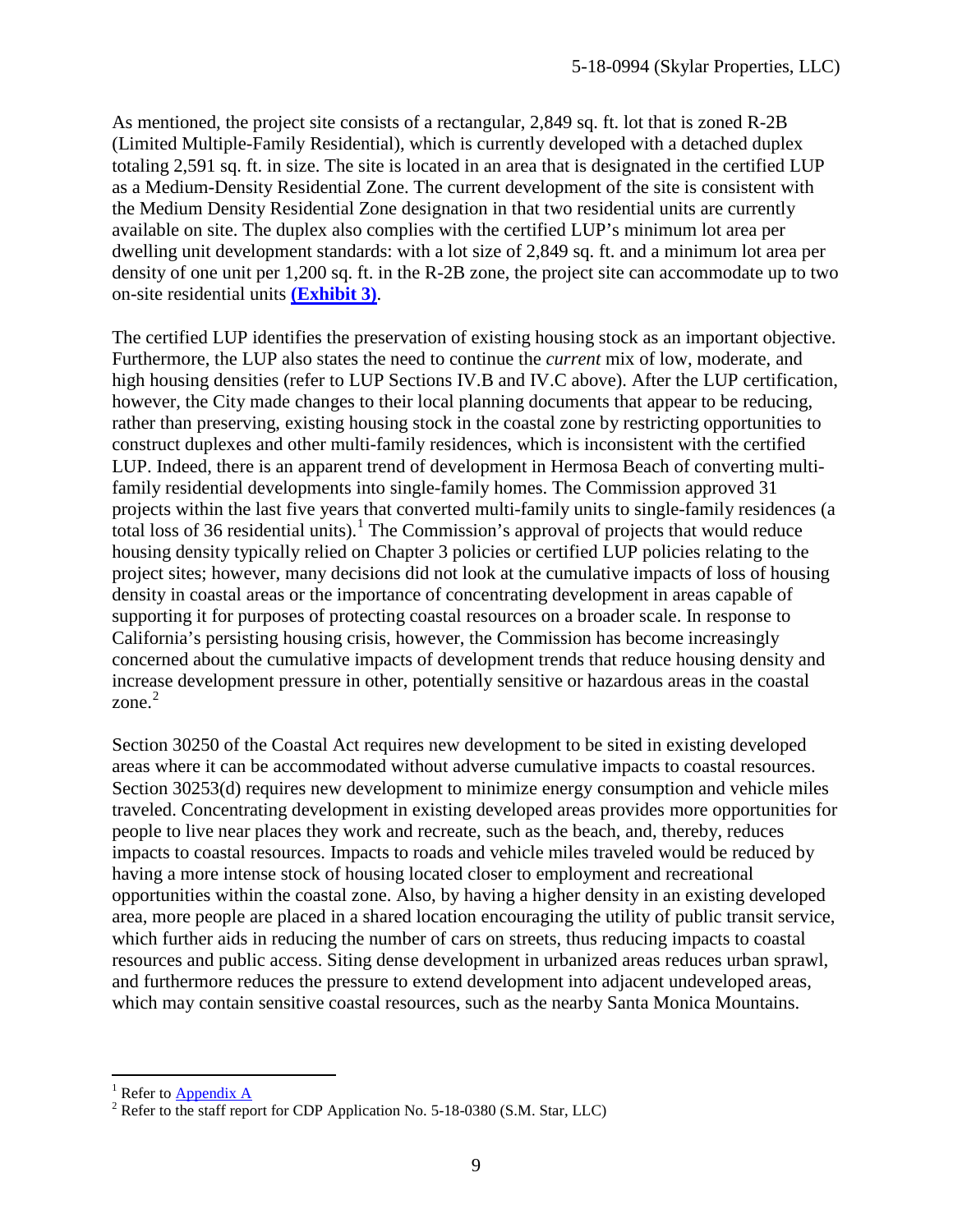As mentioned, the project site consists of a rectangular, 2,849 sq. ft. lot that is zoned R-2B (Limited Multiple-Family Residential), which is currently developed with a detached duplex totaling 2,591 sq. ft. in size. The site is located in an area that is designated in the certified LUP as a Medium-Density Residential Zone. The current development of the site is consistent with the Medium Density Residential Zone designation in that two residential units are currently available on site. The duplex also complies with the certified LUP's minimum lot area per dwelling unit development standards: with a lot size of 2,849 sq. ft. and a minimum lot area per density of one unit per 1,200 sq. ft. in the R-2B zone, the project site can accommodate up to two on-site residential units **(Exhibit 3)**.

The certified LUP identifies the preservation of existing housing stock as an important objective. Furthermore, the LUP also states the need to continue the *current* mix of low, moderate, and high housing densities (refer to LUP Sections IV.B and IV.C above). After the LUP certification, however, the City made changes to their local planning documents that appear to be reducing, rather than preserving, existing housing stock in the coastal zone by restricting opportunities to construct duplexes and other multi-family residences, which is inconsistent with the certified LUP. Indeed, there is an apparent trend of development in Hermosa Beach of converting multi-family residential developments into single-family homes. The Commission approved 31 projects within the last five years that converted multi-family units to single-family residences (a total loss of 36 residential units).[1] The Commission's approval of projects that would reduce housing density typically relied on Chapter 3 policies or certified LUP policies relating to the project sites; however, many decisions did not look at the cumulative impacts of loss of housing density in coastal areas or the importance of concentrating development in areas capable of supporting it for purposes of protecting coastal resources on a broader scale. In response to California's persisting housing crisis, however, the Commission has become increasingly concerned about the cumulative impacts of development trends that reduce housing density and increase development pressure in other, potentially sensitive or hazardous areas in the coastal zone.[2]

Section 30250 of the Coastal Act requires new development to be sited in existing developed areas where it can be accommodated without adverse cumulative impacts to coastal resources. Section 30253(d) requires new development to minimize energy consumption and vehicle miles traveled. Concentrating development in existing developed areas provides more opportunities for people to live near places they work and recreate, such as the beach, and, thereby, reduces impacts to coastal resources. Impacts to roads and vehicle miles traveled would be reduced by having a more intense stock of housing located closer to employment and recreational opportunities within the coastal zone. Also, by having a higher density in an existing developed area, more people are placed in a shared location encouraging the utility of public transit service, which further aids in reducing the number of cars on streets, thus reducing impacts to coastal resources and public access. Siting dense development in urbanized areas reduces urban sprawl, and furthermore reduces the pressure to extend development into adjacent undeveloped areas, which may contain sensitive coastal resources, such as the nearby Santa Monica Mountains.

---

[1] Refer to Appendix A

[2] Refer to the staff report for CDP Application No. 5-18-0380 (S.M. Star, LLC)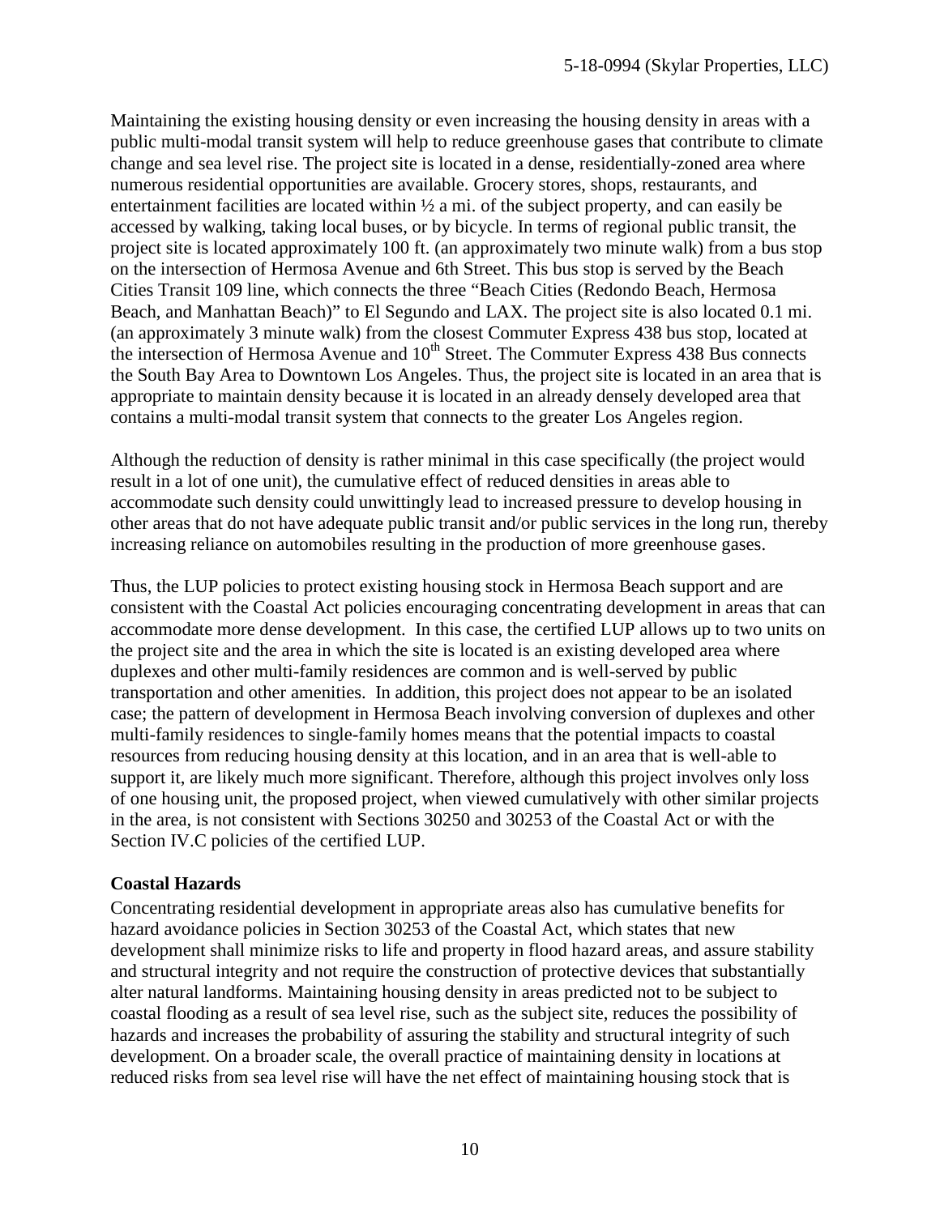Maintaining the existing housing density or even increasing the housing density in areas with a public multi-modal transit system will help to reduce greenhouse gases that contribute to climate change and sea level rise. The project site is located in a dense, residentially-zoned area where numerous residential opportunities are available. Grocery stores, shops, restaurants, and entertainment facilities are located within ½ a mi. of the subject property, and can easily be accessed by walking, taking local buses, or by bicycle. In terms of regional public transit, the project site is located approximately 100 ft. (an approximately two minute walk) from a bus stop on the intersection of Hermosa Avenue and 6th Street. This bus stop is served by the Beach Cities Transit 109 line, which connects the three "Beach Cities (Redondo Beach, Hermosa Beach, and Manhattan Beach)" to El Segundo and LAX. The project site is also located 0.1 mi. (an approximately 3 minute walk) from the closest Commuter Express 438 bus stop, located at the intersection of Hermosa Avenue and 10th Street. The Commuter Express 438 Bus connects the South Bay Area to Downtown Los Angeles. Thus, the project site is located in an area that is appropriate to maintain density because it is located in an already densely developed area that contains a multi-modal transit system that connects to the greater Los Angeles region.

Although the reduction of density is rather minimal in this case specifically (the project would result in a lot of one unit), the cumulative effect of reduced densities in areas able to accommodate such density could unwittingly lead to increased pressure to develop housing in other areas that do not have adequate public transit and/or public services in the long run, thereby increasing reliance on automobiles resulting in the production of more greenhouse gases.

Thus, the LUP policies to protect existing housing stock in Hermosa Beach support and are consistent with the Coastal Act policies encouraging concentrating development in areas that can accommodate more dense development. In this case, the certified LUP allows up to two units on the project site and the area in which the site is located is an existing developed area where duplexes and other multi-family residences are common and is well-served by public transportation and other amenities. In addition, this project does not appear to be an isolated case; the pattern of development in Hermosa Beach involving conversion of duplexes and other multi-family residences to single-family homes means that the potential impacts to coastal resources from reducing housing density at this location, and in an area that is well-able to support it, are likely much more significant. Therefore, although this project involves only loss of one housing unit, the proposed project, when viewed cumulatively with other similar projects in the area, is not consistent with Sections 30250 and 30253 of the Coastal Act or with the Section IV.C policies of the certified LUP.

**Coastal Hazards**

Concentrating residential development in appropriate areas also has cumulative benefits for hazard avoidance policies in Section 30253 of the Coastal Act, which states that new development shall minimize risks to life and property in flood hazard areas, and assure stability and structural integrity and not require the construction of protective devices that substantially alter natural landforms. Maintaining housing density in areas predicted not to be subject to coastal flooding as a result of sea level rise, such as the subject site, reduces the possibility of hazards and increases the probability of assuring the stability and structural integrity of such development. On a broader scale, the overall practice of maintaining density in locations at reduced risks from sea level rise will have the net effect of maintaining housing stock that is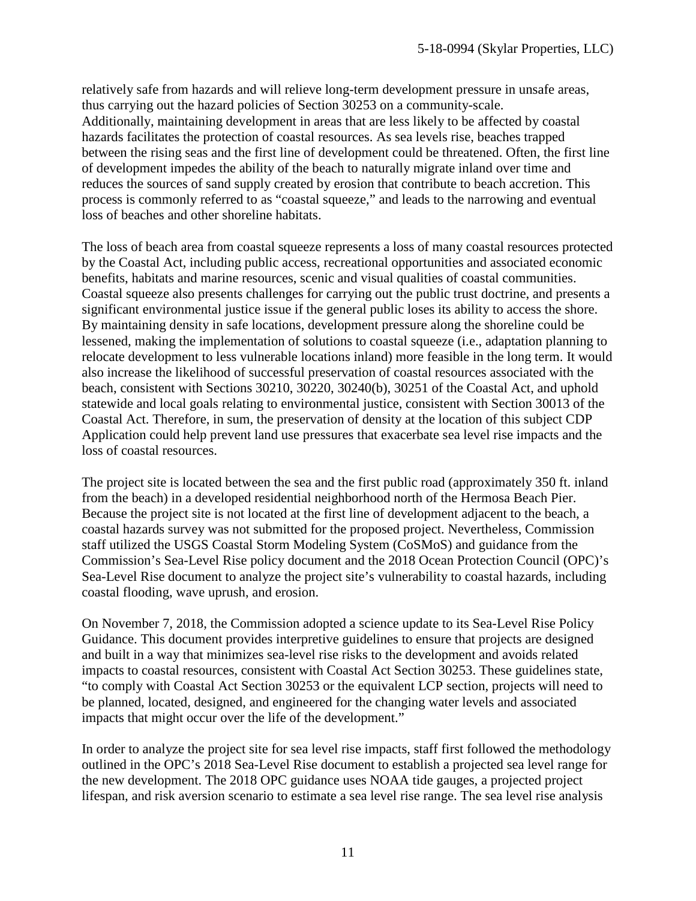relatively safe from hazards and will relieve long-term development pressure in unsafe areas, thus carrying out the hazard policies of Section 30253 on a community-scale. Additionally, maintaining development in areas that are less likely to be affected by coastal hazards facilitates the protection of coastal resources. As sea levels rise, beaches trapped between the rising seas and the first line of development could be threatened. Often, the first line of development impedes the ability of the beach to naturally migrate inland over time and reduces the sources of sand supply created by erosion that contribute to beach accretion. This process is commonly referred to as "coastal squeeze," and leads to the narrowing and eventual loss of beaches and other shoreline habitats.

The loss of beach area from coastal squeeze represents a loss of many coastal resources protected by the Coastal Act, including public access, recreational opportunities and associated economic benefits, habitats and marine resources, scenic and visual qualities of coastal communities. Coastal squeeze also presents challenges for carrying out the public trust doctrine, and presents a significant environmental justice issue if the general public loses its ability to access the shore. By maintaining density in safe locations, development pressure along the shoreline could be lessened, making the implementation of solutions to coastal squeeze (i.e., adaptation planning to relocate development to less vulnerable locations inland) more feasible in the long term. It would also increase the likelihood of successful preservation of coastal resources associated with the beach, consistent with Sections 30210, 30220, 30240(b), 30251 of the Coastal Act, and uphold statewide and local goals relating to environmental justice, consistent with Section 30013 of the Coastal Act. Therefore, in sum, the preservation of density at the location of this subject CDP Application could help prevent land use pressures that exacerbate sea level rise impacts and the loss of coastal resources.

The project site is located between the sea and the first public road (approximately 350 ft. inland from the beach) in a developed residential neighborhood north of the Hermosa Beach Pier. Because the project site is not located at the first line of development adjacent to the beach, a coastal hazards survey was not submitted for the proposed project. Nevertheless, Commission staff utilized the USGS Coastal Storm Modeling System (CoSMoS) and guidance from the Commission's Sea-Level Rise policy document and the 2018 Ocean Protection Council (OPC)'s Sea-Level Rise document to analyze the project site's vulnerability to coastal hazards, including coastal flooding, wave uprush, and erosion.

On November 7, 2018, the Commission adopted a science update to its Sea-Level Rise Policy Guidance. This document provides interpretive guidelines to ensure that projects are designed and built in a way that minimizes sea-level rise risks to the development and avoids related impacts to coastal resources, consistent with Coastal Act Section 30253. These guidelines state, "to comply with Coastal Act Section 30253 or the equivalent LCP section, projects will need to be planned, located, designed, and engineered for the changing water levels and associated impacts that might occur over the life of the development."

In order to analyze the project site for sea level rise impacts, staff first followed the methodology outlined in the OPC's 2018 Sea-Level Rise document to establish a projected sea level range for the new development. The 2018 OPC guidance uses NOAA tide gauges, a projected project lifespan, and risk aversion scenario to estimate a sea level rise range. The sea level rise analysis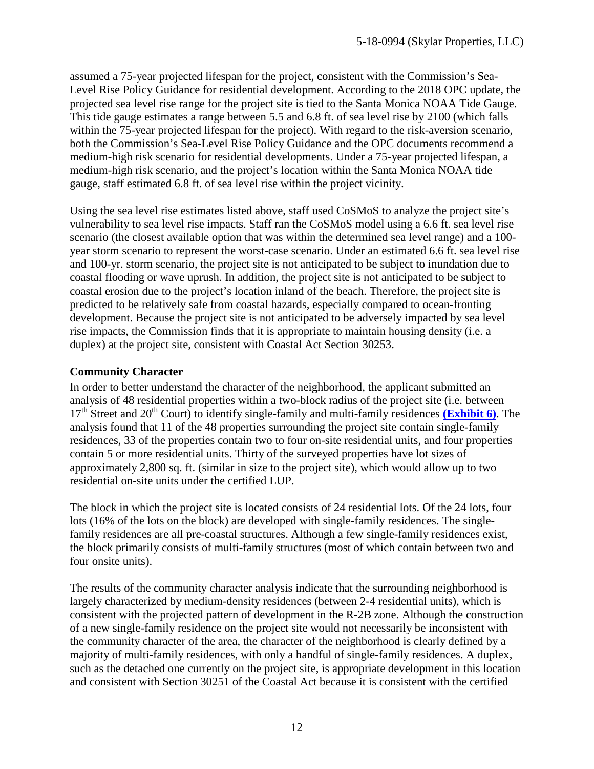assumed a 75-year projected lifespan for the project, consistent with the Commission's Sea-Level Rise Policy Guidance for residential development. According to the 2018 OPC update, the projected sea level rise range for the project site is tied to the Santa Monica NOAA Tide Gauge. This tide gauge estimates a range between 5.5 and 6.8 ft. of sea level rise by 2100 (which falls within the 75-year projected lifespan for the project). With regard to the risk-aversion scenario, both the Commission's Sea-Level Rise Policy Guidance and the OPC documents recommend a medium-high risk scenario for residential developments. Under a 75-year projected lifespan, a medium-high risk scenario, and the project's location within the Santa Monica NOAA tide gauge, staff estimated 6.8 ft. of sea level rise within the project vicinity.

Using the sea level rise estimates listed above, staff used CoSMoS to analyze the project site's vulnerability to sea level rise impacts. Staff ran the CoSMoS model using a 6.6 ft. sea level rise scenario (the closest available option that was within the determined sea level range) and a 100-year storm scenario to represent the worst-case scenario. Under an estimated 6.6 ft. sea level rise and 100-yr. storm scenario, the project site is not anticipated to be subject to inundation due to coastal flooding or wave uprush. In addition, the project site is not anticipated to be subject to coastal erosion due to the project's location inland of the beach. Therefore, the project site is predicted to be relatively safe from coastal hazards, especially compared to ocean-fronting development. Because the project site is not anticipated to be adversely impacted by sea level rise impacts, the Commission finds that it is appropriate to maintain housing density (i.e. a duplex) at the project site, consistent with Coastal Act Section 30253.

**Community Character**

In order to better understand the character of the neighborhood, the applicant submitted an analysis of 48 residential properties within a two-block radius of the project site (i.e. between 17th Street and 20th Court) to identify single-family and multi-family residences **(Exhibit 6)**. The analysis found that 11 of the 48 properties surrounding the project site contain single-family residences, 33 of the properties contain two to four on-site residential units, and four properties contain 5 or more residential units. Thirty of the surveyed properties have lot sizes of approximately 2,800 sq. ft. (similar in size to the project site), which would allow up to two residential on-site units under the certified LUP.

The block in which the project site is located consists of 24 residential lots. Of the 24 lots, four lots (16% of the lots on the block) are developed with single-family residences. The single-family residences are all pre-coastal structures. Although a few single-family residences exist, the block primarily consists of multi-family structures (most of which contain between two and four onsite units).

The results of the community character analysis indicate that the surrounding neighborhood is largely characterized by medium-density residences (between 2-4 residential units), which is consistent with the projected pattern of development in the R-2B zone. Although the construction of a new single-family residence on the project site would not necessarily be inconsistent with the community character of the area, the character of the neighborhood is clearly defined by a majority of multi-family residences, with only a handful of single-family residences. A duplex, such as the detached one currently on the project site, is appropriate development in this location and consistent with Section 30251 of the Coastal Act because it is consistent with the certified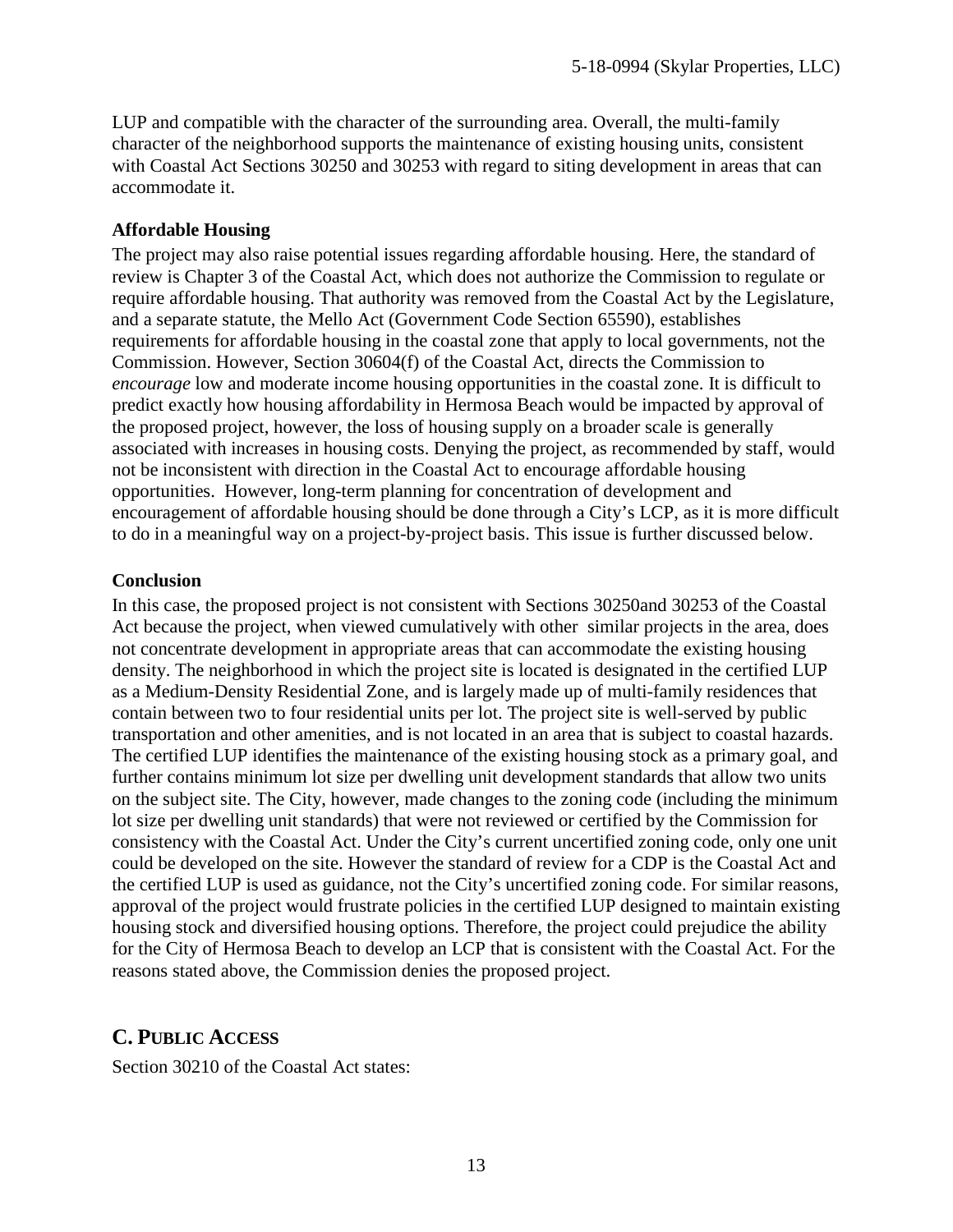LUP and compatible with the character of the surrounding area. Overall, the multi-family character of the neighborhood supports the maintenance of existing housing units, consistent with Coastal Act Sections 30250 and 30253 with regard to siting development in areas that can accommodate it.

**Affordable Housing**

The project may also raise potential issues regarding affordable housing. Here, the standard of review is Chapter 3 of the Coastal Act, which does not authorize the Commission to regulate or require affordable housing. That authority was removed from the Coastal Act by the Legislature, and a separate statute, the Mello Act (Government Code Section 65590), establishes requirements for affordable housing in the coastal zone that apply to local governments, not the Commission. However, Section 30604(f) of the Coastal Act, directs the Commission to *encourage* low and moderate income housing opportunities in the coastal zone. It is difficult to predict exactly how housing affordability in Hermosa Beach would be impacted by approval of the proposed project, however, the loss of housing supply on a broader scale is generally associated with increases in housing costs. Denying the project, as recommended by staff, would not be inconsistent with direction in the Coastal Act to encourage affordable housing opportunities. However, long-term planning for concentration of development and encouragement of affordable housing should be done through a City's LCP, as it is more difficult to do in a meaningful way on a project-by-project basis. This issue is further discussed below.

**Conclusion**

In this case, the proposed project is not consistent with Sections 30250and 30253 of the Coastal Act because the project, when viewed cumulatively with other similar projects in the area, does not concentrate development in appropriate areas that can accommodate the existing housing density. The neighborhood in which the project site is located is designated in the certified LUP as a Medium-Density Residential Zone, and is largely made up of multi-family residences that contain between two to four residential units per lot. The project site is well-served by public transportation and other amenities, and is not located in an area that is subject to coastal hazards. The certified LUP identifies the maintenance of the existing housing stock as a primary goal, and further contains minimum lot size per dwelling unit development standards that allow two units on the subject site. The City, however, made changes to the zoning code (including the minimum lot size per dwelling unit standards) that were not reviewed or certified by the Commission for consistency with the Coastal Act. Under the City's current uncertified zoning code, only one unit could be developed on the site. However the standard of review for a CDP is the Coastal Act and the certified LUP is used as guidance, not the City's uncertified zoning code. For similar reasons, approval of the project would frustrate policies in the certified LUP designed to maintain existing housing stock and diversified housing options. Therefore, the project could prejudice the ability for the City of Hermosa Beach to develop an LCP that is consistent with the Coastal Act. For the reasons stated above, the Commission denies the proposed project.

## C. Public Access

Section 30210 of the Coastal Act states: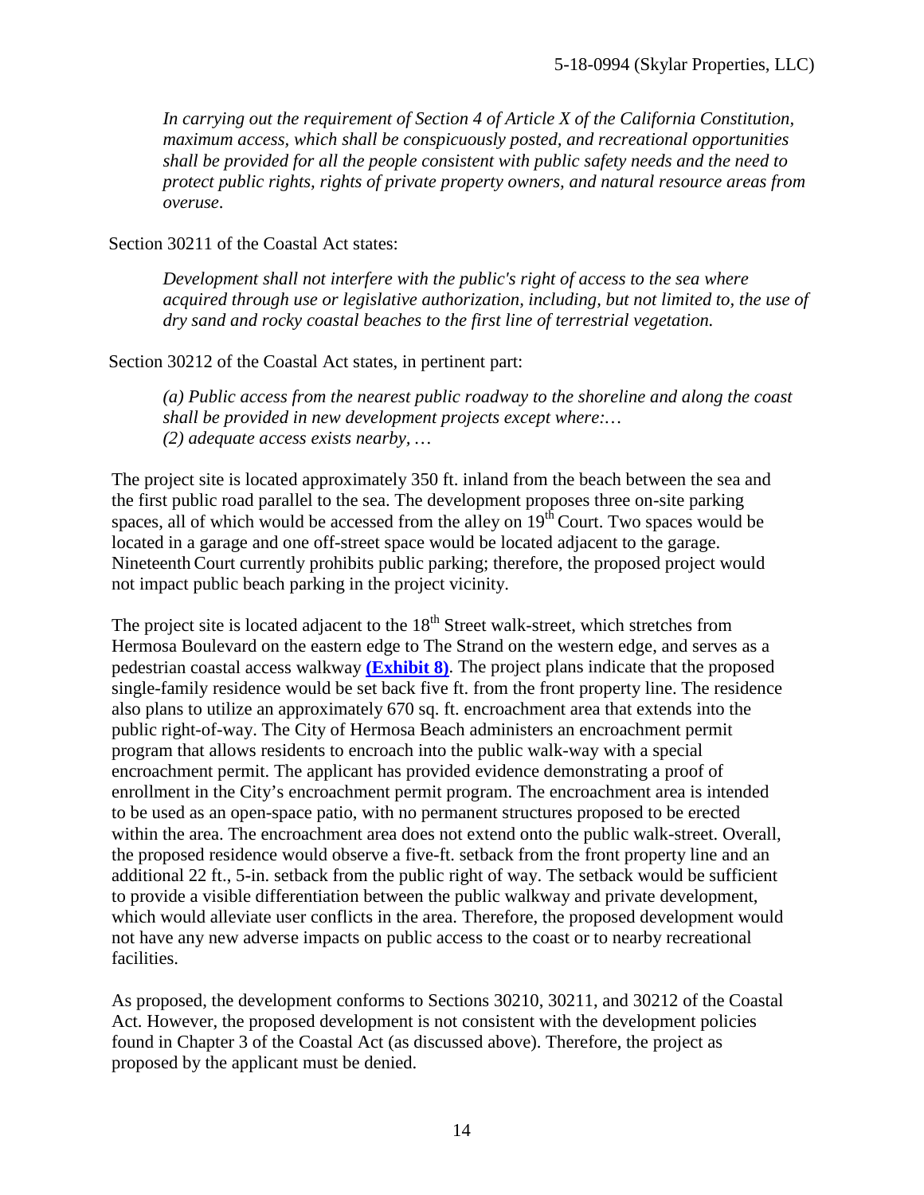*In carrying out the requirement of Section 4 of Article X of the California Constitution, maximum access, which shall be conspicuously posted, and recreational opportunities shall be provided for all the people consistent with public safety needs and the need to protect public rights, rights of private property owners, and natural resource areas from overuse.*

Section 30211 of the Coastal Act states:

*Development shall not interfere with the public's right of access to the sea where acquired through use or legislative authorization, including, but not limited to, the use of dry sand and rocky coastal beaches to the first line of terrestrial vegetation.*

Section 30212 of the Coastal Act states, in pertinent part:

*(a) Public access from the nearest public roadway to the shoreline and along the coast shall be provided in new development projects except where:…*
*(2) adequate access exists nearby, …*

The project site is located approximately 350 ft. inland from the beach between the sea and the first public road parallel to the sea. The development proposes three on-site parking spaces, all of which would be accessed from the alley on 19th Court. Two spaces would be located in a garage and one off-street space would be located adjacent to the garage. Nineteenth Court currently prohibits public parking; therefore, the proposed project would not impact public beach parking in the project vicinity.

The project site is located adjacent to the 18th Street walk-street, which stretches from Hermosa Boulevard on the eastern edge to The Strand on the western edge, and serves as a pedestrian coastal access walkway **(Exhibit 8)**. The project plans indicate that the proposed single-family residence would be set back five ft. from the front property line. The residence also plans to utilize an approximately 670 sq. ft. encroachment area that extends into the public right-of-way. The City of Hermosa Beach administers an encroachment permit program that allows residents to encroach into the public walk-way with a special encroachment permit. The applicant has provided evidence demonstrating a proof of enrollment in the City's encroachment permit program. The encroachment area is intended to be used as an open-space patio, with no permanent structures proposed to be erected within the area. The encroachment area does not extend onto the public walk-street. Overall, the proposed residence would observe a five-ft. setback from the front property line and an additional 22 ft., 5-in. setback from the public right of way. The setback would be sufficient to provide a visible differentiation between the public walkway and private development, which would alleviate user conflicts in the area. Therefore, the proposed development would not have any new adverse impacts on public access to the coast or to nearby recreational facilities.

As proposed, the development conforms to Sections 30210, 30211, and 30212 of the Coastal Act. However, the proposed development is not consistent with the development policies found in Chapter 3 of the Coastal Act (as discussed above). Therefore, the project as proposed by the applicant must be denied.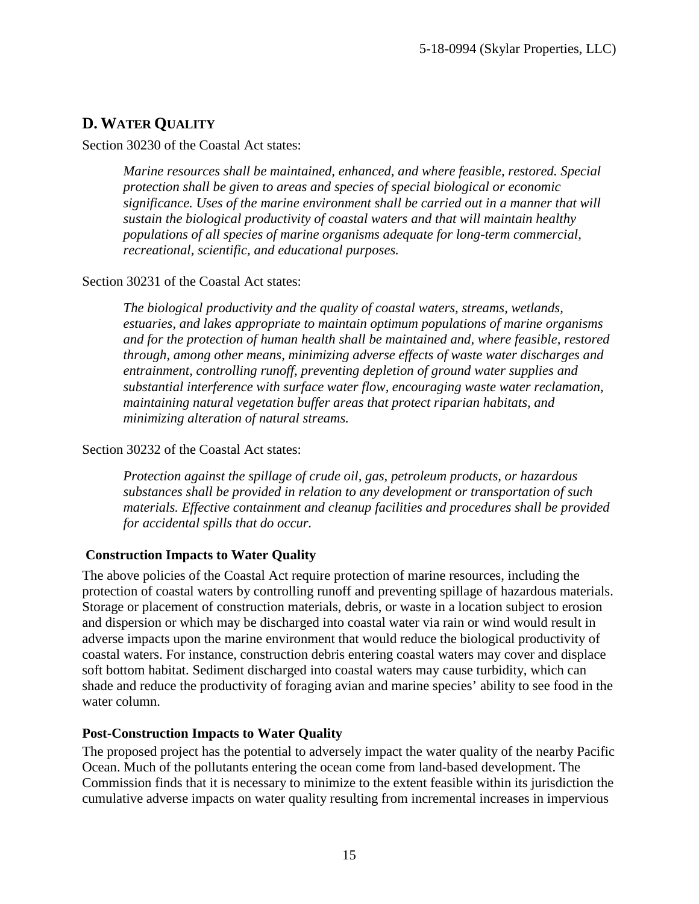## D. WATER QUALITY

Section 30230 of the Coastal Act states:

> *Marine resources shall be maintained, enhanced, and where feasible, restored. Special protection shall be given to areas and species of special biological or economic significance. Uses of the marine environment shall be carried out in a manner that will sustain the biological productivity of coastal waters and that will maintain healthy populations of all species of marine organisms adequate for long-term commercial, recreational, scientific, and educational purposes.*

Section 30231 of the Coastal Act states:

> *The biological productivity and the quality of coastal waters, streams, wetlands, estuaries, and lakes appropriate to maintain optimum populations of marine organisms and for the protection of human health shall be maintained and, where feasible, restored through, among other means, minimizing adverse effects of waste water discharges and entrainment, controlling runoff, preventing depletion of ground water supplies and substantial interference with surface water flow, encouraging waste water reclamation, maintaining natural vegetation buffer areas that protect riparian habitats, and minimizing alteration of natural streams.*

Section 30232 of the Coastal Act states:

> *Protection against the spillage of crude oil, gas, petroleum products, or hazardous substances shall be provided in relation to any development or transportation of such materials. Effective containment and cleanup facilities and procedures shall be provided for accidental spills that do occur.*

**Construction Impacts to Water Quality**

The above policies of the Coastal Act require protection of marine resources, including the protection of coastal waters by controlling runoff and preventing spillage of hazardous materials. Storage or placement of construction materials, debris, or waste in a location subject to erosion and dispersion or which may be discharged into coastal water via rain or wind would result in adverse impacts upon the marine environment that would reduce the biological productivity of coastal waters. For instance, construction debris entering coastal waters may cover and displace soft bottom habitat. Sediment discharged into coastal waters may cause turbidity, which can shade and reduce the productivity of foraging avian and marine species' ability to see food in the water column.

**Post-Construction Impacts to Water Quality**

The proposed project has the potential to adversely impact the water quality of the nearby Pacific Ocean. Much of the pollutants entering the ocean come from land-based development. The Commission finds that it is necessary to minimize to the extent feasible within its jurisdiction the cumulative adverse impacts on water quality resulting from incremental increases in impervious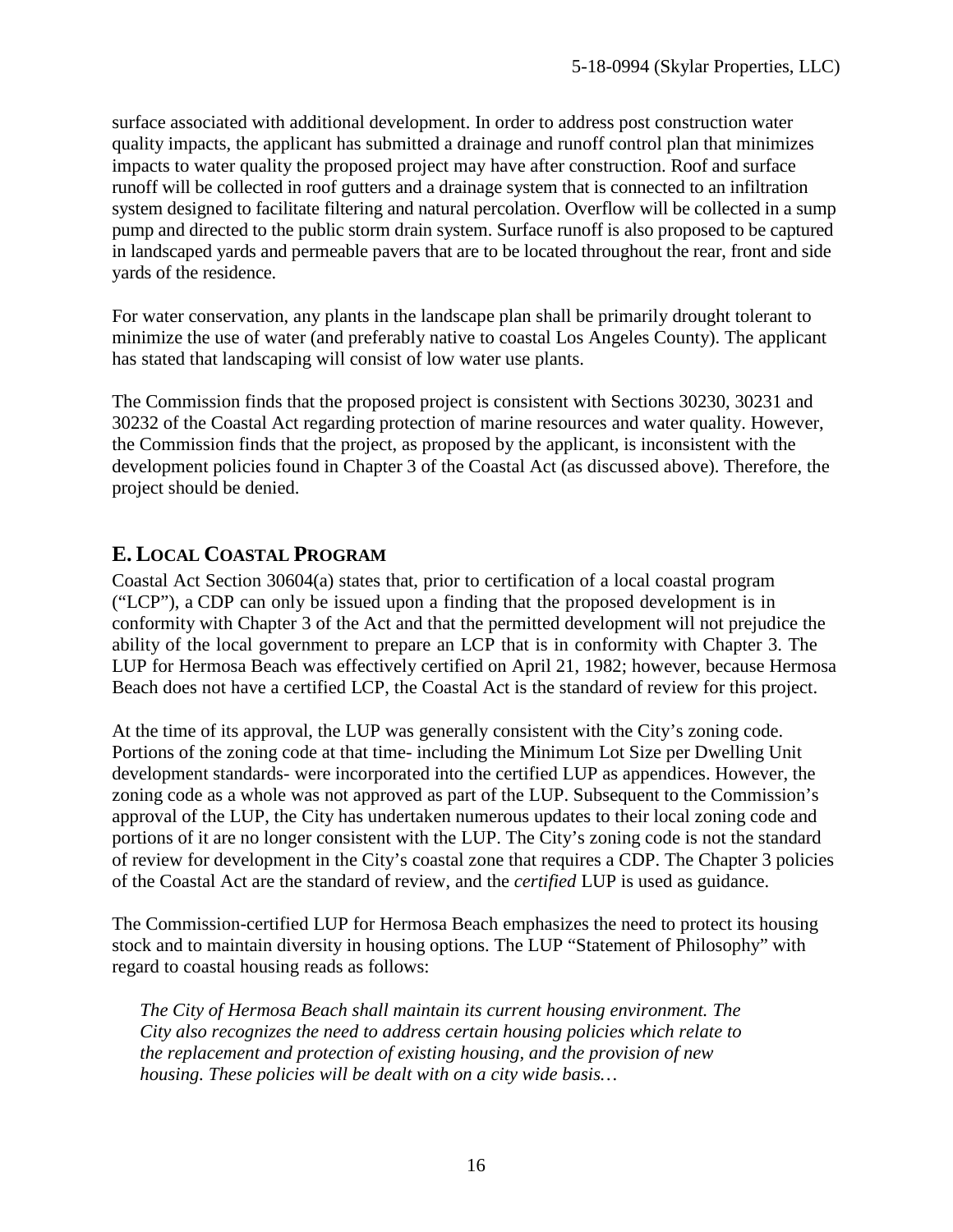surface associated with additional development. In order to address post construction water quality impacts, the applicant has submitted a drainage and runoff control plan that minimizes impacts to water quality the proposed project may have after construction. Roof and surface runoff will be collected in roof gutters and a drainage system that is connected to an infiltration system designed to facilitate filtering and natural percolation. Overflow will be collected in a sump pump and directed to the public storm drain system. Surface runoff is also proposed to be captured in landscaped yards and permeable pavers that are to be located throughout the rear, front and side yards of the residence.

For water conservation, any plants in the landscape plan shall be primarily drought tolerant to minimize the use of water (and preferably native to coastal Los Angeles County). The applicant has stated that landscaping will consist of low water use plants.

The Commission finds that the proposed project is consistent with Sections 30230, 30231 and 30232 of the Coastal Act regarding protection of marine resources and water quality. However, the Commission finds that the project, as proposed by the applicant, is inconsistent with the development policies found in Chapter 3 of the Coastal Act (as discussed above). Therefore, the project should be denied.

## E. Local Coastal Program

Coastal Act Section 30604(a) states that, prior to certification of a local coastal program ("LCP"), a CDP can only be issued upon a finding that the proposed development is in conformity with Chapter 3 of the Act and that the permitted development will not prejudice the ability of the local government to prepare an LCP that is in conformity with Chapter 3. The LUP for Hermosa Beach was effectively certified on April 21, 1982; however, because Hermosa Beach does not have a certified LCP, the Coastal Act is the standard of review for this project.

At the time of its approval, the LUP was generally consistent with the City's zoning code. Portions of the zoning code at that time- including the Minimum Lot Size per Dwelling Unit development standards- were incorporated into the certified LUP as appendices. However, the zoning code as a whole was not approved as part of the LUP. Subsequent to the Commission's approval of the LUP, the City has undertaken numerous updates to their local zoning code and portions of it are no longer consistent with the LUP. The City's zoning code is not the standard of review for development in the City's coastal zone that requires a CDP. The Chapter 3 policies of the Coastal Act are the standard of review, and the *certified* LUP is used as guidance.

The Commission-certified LUP for Hermosa Beach emphasizes the need to protect its housing stock and to maintain diversity in housing options. The LUP "Statement of Philosophy" with regard to coastal housing reads as follows:

> *The City of Hermosa Beach shall maintain its current housing environment. The City also recognizes the need to address certain housing policies which relate to the replacement and protection of existing housing, and the provision of new housing. These policies will be dealt with on a city wide basis…*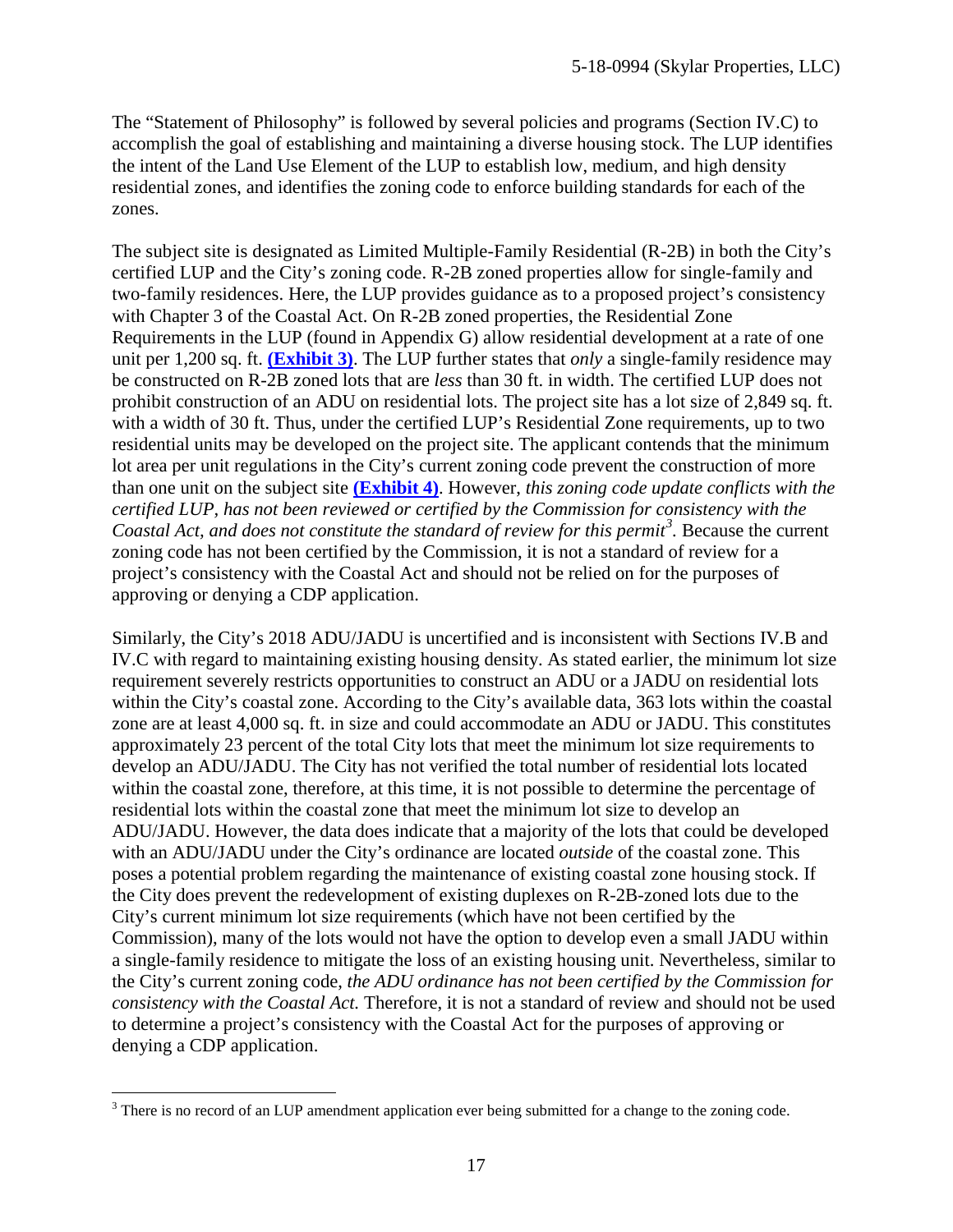The "Statement of Philosophy" is followed by several policies and programs (Section IV.C) to accomplish the goal of establishing and maintaining a diverse housing stock. The LUP identifies the intent of the Land Use Element of the LUP to establish low, medium, and high density residential zones, and identifies the zoning code to enforce building standards for each of the zones.

The subject site is designated as Limited Multiple-Family Residential (R-2B) in both the City's certified LUP and the City's zoning code. R-2B zoned properties allow for single-family and two-family residences. Here, the LUP provides guidance as to a proposed project's consistency with Chapter 3 of the Coastal Act. On R-2B zoned properties, the Residential Zone Requirements in the LUP (found in Appendix G) allow residential development at a rate of one unit per 1,200 sq. ft. **(Exhibit 3)**. The LUP further states that *only* a single-family residence may be constructed on R-2B zoned lots that are *less* than 30 ft. in width. The certified LUP does not prohibit construction of an ADU on residential lots. The project site has a lot size of 2,849 sq. ft. with a width of 30 ft. Thus, under the certified LUP's Residential Zone requirements, up to two residential units may be developed on the project site. The applicant contends that the minimum lot area per unit regulations in the City's current zoning code prevent the construction of more than one unit on the subject site **(Exhibit 4)**. However, *this zoning code update conflicts with the certified LUP, has not been reviewed or certified by the Commission for consistency with the Coastal Act, and does not constitute the standard of review for this permit*[3]. Because the current zoning code has not been certified by the Commission, it is not a standard of review for a project's consistency with the Coastal Act and should not be relied on for the purposes of approving or denying a CDP application.

Similarly, the City's 2018 ADU/JADU is uncertified and is inconsistent with Sections IV.B and IV.C with regard to maintaining existing housing density. As stated earlier, the minimum lot size requirement severely restricts opportunities to construct an ADU or a JADU on residential lots within the City's coastal zone. According to the City's available data, 363 lots within the coastal zone are at least 4,000 sq. ft. in size and could accommodate an ADU or JADU. This constitutes approximately 23 percent of the total City lots that meet the minimum lot size requirements to develop an ADU/JADU. The City has not verified the total number of residential lots located within the coastal zone, therefore, at this time, it is not possible to determine the percentage of residential lots within the coastal zone that meet the minimum lot size to develop an ADU/JADU. However, the data does indicate that a majority of the lots that could be developed with an ADU/JADU under the City's ordinance are located *outside* of the coastal zone. This poses a potential problem regarding the maintenance of existing coastal zone housing stock. If the City does prevent the redevelopment of existing duplexes on R-2B-zoned lots due to the City's current minimum lot size requirements (which have not been certified by the Commission), many of the lots would not have the option to develop even a small JADU within a single-family residence to mitigate the loss of an existing housing unit. Nevertheless, similar to the City's current zoning code, *the ADU ordinance has not been certified by the Commission for consistency with the Coastal Act.* Therefore, it is not a standard of review and should not be used to determine a project's consistency with the Coastal Act for the purposes of approving or denying a CDP application.

---

[3] There is no record of an LUP amendment application ever being submitted for a change to the zoning code.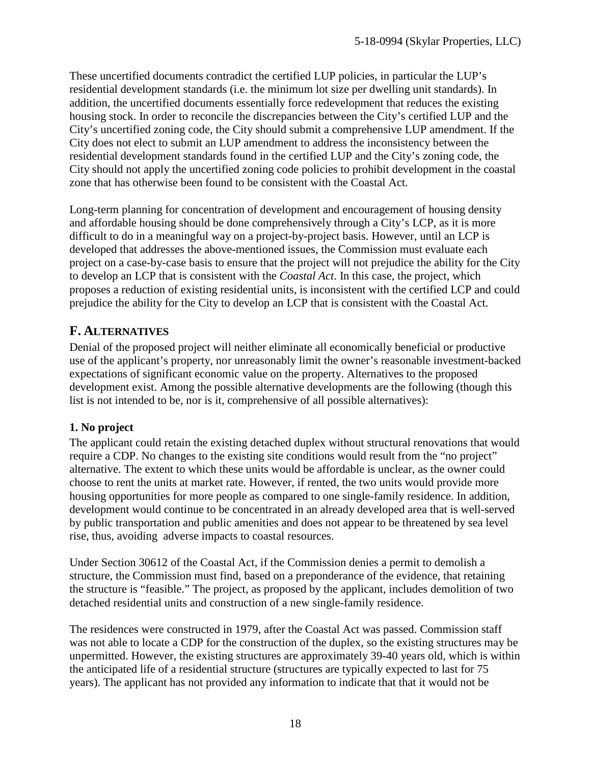These uncertified documents contradict the certified LUP policies, in particular the LUP's residential development standards (i.e. the minimum lot size per dwelling unit standards). In addition, the uncertified documents essentially force redevelopment that reduces the existing housing stock. In order to reconcile the discrepancies between the City's certified LUP and the City's uncertified zoning code, the City should submit a comprehensive LUP amendment. If the City does not elect to submit an LUP amendment to address the inconsistency between the residential development standards found in the certified LUP and the City's zoning code, the City should not apply the uncertified zoning code policies to prohibit development in the coastal zone that has otherwise been found to be consistent with the Coastal Act.

Long-term planning for concentration of development and encouragement of housing density and affordable housing should be done comprehensively through a City's LCP, as it is more difficult to do in a meaningful way on a project-by-project basis. However, until an LCP is developed that addresses the above-mentioned issues, the Commission must evaluate each project on a case-by-case basis to ensure that the project will not prejudice the ability for the City to develop an LCP that is consistent with the *Coastal Act*. In this case, the project, which proposes a reduction of existing residential units, is inconsistent with the certified LCP and could prejudice the ability for the City to develop an LCP that is consistent with the Coastal Act.

## F. ALTERNATIVES

Denial of the proposed project will neither eliminate all economically beneficial or productive use of the applicant's property, nor unreasonably limit the owner's reasonable investment-backed expectations of significant economic value on the property. Alternatives to the proposed development exist. Among the possible alternative developments are the following (though this list is not intended to be, nor is it, comprehensive of all possible alternatives):

### 1. No project

The applicant could retain the existing detached duplex without structural renovations that would require a CDP. No changes to the existing site conditions would result from the "no project" alternative. The extent to which these units would be affordable is unclear, as the owner could choose to rent the units at market rate. However, if rented, the two units would provide more housing opportunities for more people as compared to one single-family residence. In addition, development would continue to be concentrated in an already developed area that is well-served by public transportation and public amenities and does not appear to be threatened by sea level rise, thus, avoiding adverse impacts to coastal resources.

Under Section 30612 of the Coastal Act, if the Commission denies a permit to demolish a structure, the Commission must find, based on a preponderance of the evidence, that retaining the structure is "feasible." The project, as proposed by the applicant, includes demolition of two detached residential units and construction of a new single-family residence.

The residences were constructed in 1979, after the Coastal Act was passed. Commission staff was not able to locate a CDP for the construction of the duplex, so the existing structures may be unpermitted. However, the existing structures are approximately 39-40 years old, which is within the anticipated life of a residential structure (structures are typically expected to last for 75 years). The applicant has not provided any information to indicate that that it would not be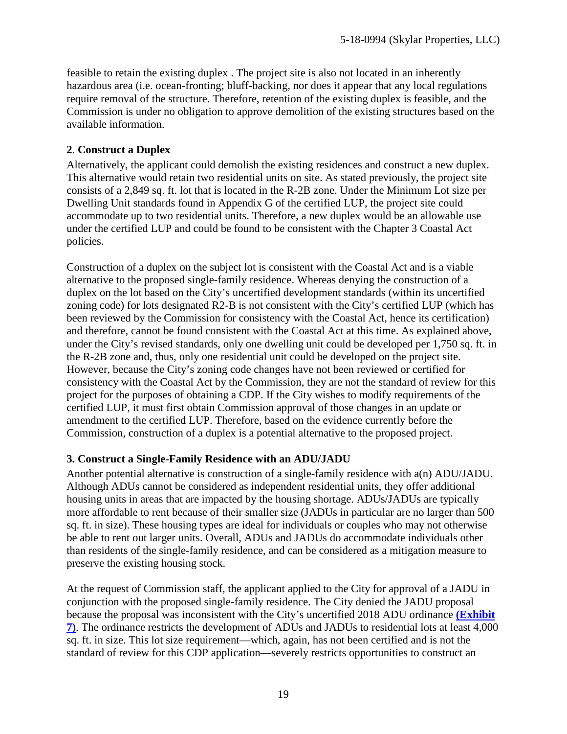feasible to retain the existing duplex . The project site is also not located in an inherently hazardous area (i.e. ocean-fronting; bluff-backing, nor does it appear that any local regulations require removal of the structure. Therefore, retention of the existing duplex is feasible, and the Commission is under no obligation to approve demolition of the existing structures based on the available information.

**2**. **Construct a Duplex**

Alternatively, the applicant could demolish the existing residences and construct a new duplex. This alternative would retain two residential units on site. As stated previously, the project site consists of a 2,849 sq. ft. lot that is located in the R-2B zone. Under the Minimum Lot size per Dwelling Unit standards found in Appendix G of the certified LUP, the project site could accommodate up to two residential units. Therefore, a new duplex would be an allowable use under the certified LUP and could be found to be consistent with the Chapter 3 Coastal Act policies.

Construction of a duplex on the subject lot is consistent with the Coastal Act and is a viable alternative to the proposed single-family residence. Whereas denying the construction of a duplex on the lot based on the City's uncertified development standards (within its uncertified zoning code) for lots designated R2-B is not consistent with the City's certified LUP (which has been reviewed by the Commission for consistency with the Coastal Act, hence its certification) and therefore, cannot be found consistent with the Coastal Act at this time. As explained above, under the City's revised standards, only one dwelling unit could be developed per 1,750 sq. ft. in the R-2B zone and, thus, only one residential unit could be developed on the project site. However, because the City's zoning code changes have not been reviewed or certified for consistency with the Coastal Act by the Commission, they are not the standard of review for this project for the purposes of obtaining a CDP. If the City wishes to modify requirements of the certified LUP, it must first obtain Commission approval of those changes in an update or amendment to the certified LUP. Therefore, based on the evidence currently before the Commission, construction of a duplex is a potential alternative to the proposed project.

**3. Construct a Single-Family Residence with an ADU/JADU**

Another potential alternative is construction of a single-family residence with a(n) ADU/JADU. Although ADUs cannot be considered as independent residential units, they offer additional housing units in areas that are impacted by the housing shortage. ADUs/JADUs are typically more affordable to rent because of their smaller size (JADUs in particular are no larger than 500 sq. ft. in size). These housing types are ideal for individuals or couples who may not otherwise be able to rent out larger units. Overall, ADUs and JADUs do accommodate individuals other than residents of the single-family residence, and can be considered as a mitigation measure to preserve the existing housing stock.

At the request of Commission staff, the applicant applied to the City for approval of a JADU in conjunction with the proposed single-family residence. The City denied the JADU proposal because the proposal was inconsistent with the City's uncertified 2018 ADU ordinance **(Exhibit 7)**. The ordinance restricts the development of ADUs and JADUs to residential lots at least 4,000 sq. ft. in size. This lot size requirement—which, again, has not been certified and is not the standard of review for this CDP application—severely restricts opportunities to construct an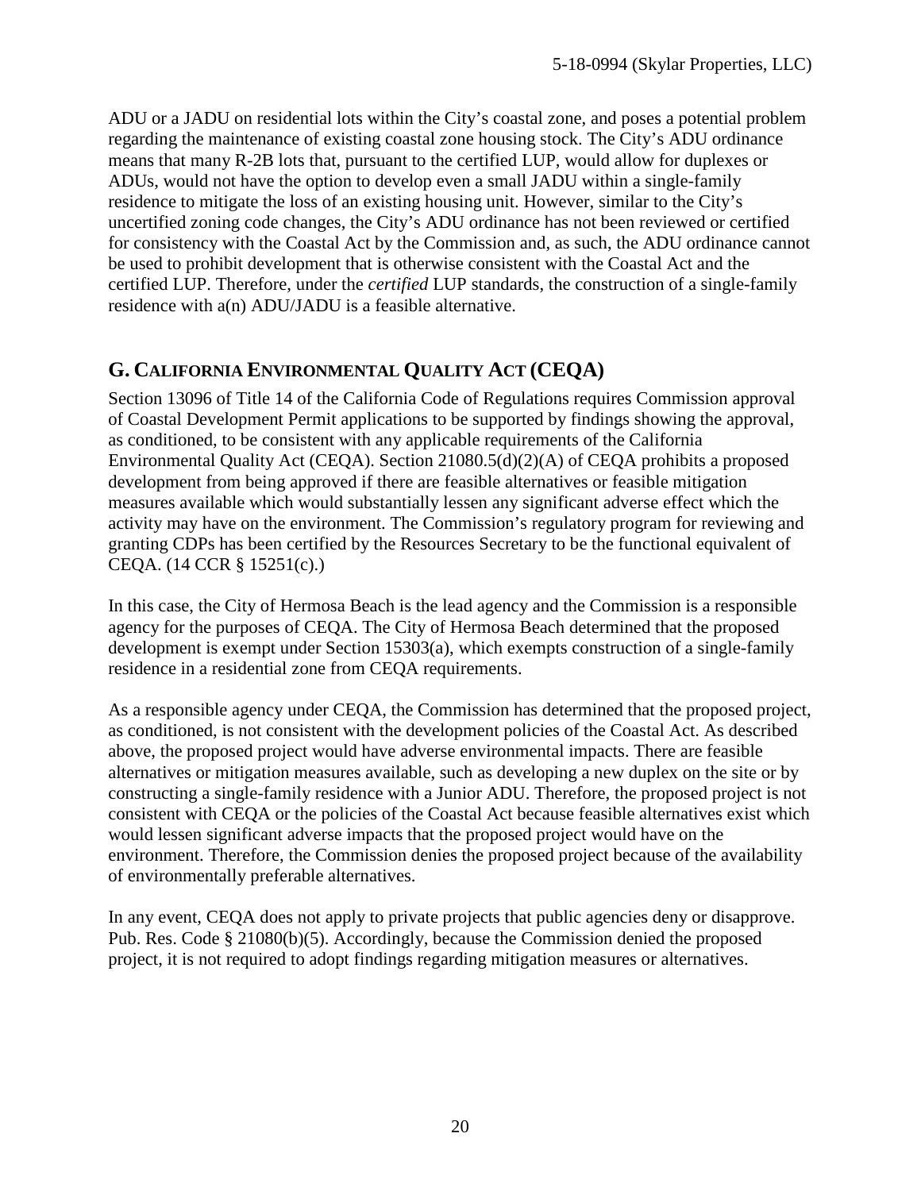ADU or a JADU on residential lots within the City's coastal zone, and poses a potential problem regarding the maintenance of existing coastal zone housing stock. The City's ADU ordinance means that many R-2B lots that, pursuant to the certified LUP, would allow for duplexes or ADUs, would not have the option to develop even a small JADU within a single-family residence to mitigate the loss of an existing housing unit. However, similar to the City's uncertified zoning code changes, the City's ADU ordinance has not been reviewed or certified for consistency with the Coastal Act by the Commission and, as such, the ADU ordinance cannot be used to prohibit development that is otherwise consistent with the Coastal Act and the certified LUP. Therefore, under the *certified* LUP standards, the construction of a single-family residence with a(n) ADU/JADU is a feasible alternative.

## G. CALIFORNIA ENVIRONMENTAL QUALITY ACT (CEQA)

Section 13096 of Title 14 of the California Code of Regulations requires Commission approval of Coastal Development Permit applications to be supported by findings showing the approval, as conditioned, to be consistent with any applicable requirements of the California Environmental Quality Act (CEQA). Section 21080.5(d)(2)(A) of CEQA prohibits a proposed development from being approved if there are feasible alternatives or feasible mitigation measures available which would substantially lessen any significant adverse effect which the activity may have on the environment. The Commission's regulatory program for reviewing and granting CDPs has been certified by the Resources Secretary to be the functional equivalent of CEQA. (14 CCR § 15251(c).)

In this case, the City of Hermosa Beach is the lead agency and the Commission is a responsible agency for the purposes of CEQA. The City of Hermosa Beach determined that the proposed development is exempt under Section 15303(a), which exempts construction of a single-family residence in a residential zone from CEQA requirements.

As a responsible agency under CEQA, the Commission has determined that the proposed project, as conditioned, is not consistent with the development policies of the Coastal Act. As described above, the proposed project would have adverse environmental impacts. There are feasible alternatives or mitigation measures available, such as developing a new duplex on the site or by constructing a single-family residence with a Junior ADU. Therefore, the proposed project is not consistent with CEQA or the policies of the Coastal Act because feasible alternatives exist which would lessen significant adverse impacts that the proposed project would have on the environment. Therefore, the Commission denies the proposed project because of the availability of environmentally preferable alternatives.

In any event, CEQA does not apply to private projects that public agencies deny or disapprove. Pub. Res. Code § 21080(b)(5). Accordingly, because the Commission denied the proposed project, it is not required to adopt findings regarding mitigation measures or alternatives.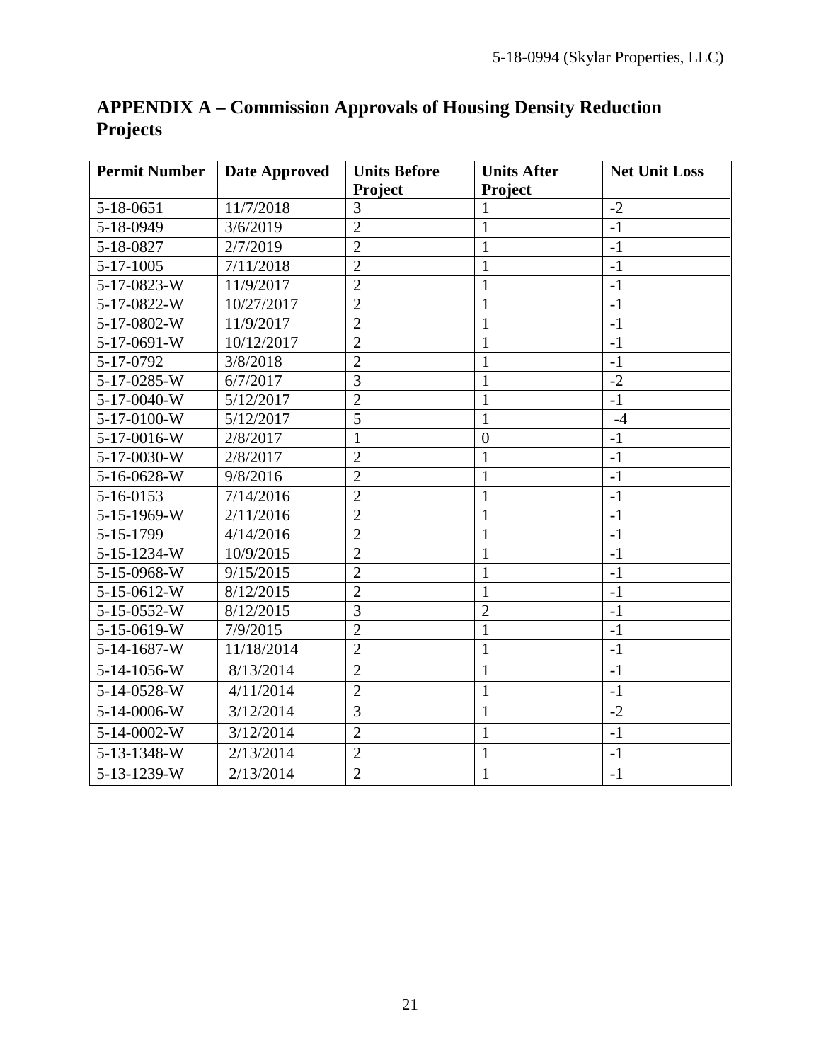## APPENDIX A – Commission Approvals of Housing Density Reduction Projects

| Permit Number | Date Approved | Units Before Project | Units After Project | Net Unit Loss |
|---|---|---|---|---|
| 5-18-0651 | 11/7/2018 | 3 | 1 | -2 |
| 5-18-0949 | 3/6/2019 | 2 | 1 | -1 |
| 5-18-0827 | 2/7/2019 | 2 | 1 | -1 |
| 5-17-1005 | 7/11/2018 | 2 | 1 | -1 |
| 5-17-0823-W | 11/9/2017 | 2 | 1 | -1 |
| 5-17-0822-W | 10/27/2017 | 2 | 1 | -1 |
| 5-17-0802-W | 11/9/2017 | 2 | 1 | -1 |
| 5-17-0691-W | 10/12/2017 | 2 | 1 | -1 |
| 5-17-0792 | 3/8/2018 | 2 | 1 | -1 |
| 5-17-0285-W | 6/7/2017 | 3 | 1 | -2 |
| 5-17-0040-W | 5/12/2017 | 2 | 1 | -1 |
| 5-17-0100-W | 5/12/2017 | 5 | 1 | -4 |
| 5-17-0016-W | 2/8/2017 | 1 | 0 | -1 |
| 5-17-0030-W | 2/8/2017 | 2 | 1 | -1 |
| 5-16-0628-W | 9/8/2016 | 2 | 1 | -1 |
| 5-16-0153 | 7/14/2016 | 2 | 1 | -1 |
| 5-15-1969-W | 2/11/2016 | 2 | 1 | -1 |
| 5-15-1799 | 4/14/2016 | 2 | 1 | -1 |
| 5-15-1234-W | 10/9/2015 | 2 | 1 | -1 |
| 5-15-0968-W | 9/15/2015 | 2 | 1 | -1 |
| 5-15-0612-W | 8/12/2015 | 2 | 1 | -1 |
| 5-15-0552-W | 8/12/2015 | 3 | 2 | -1 |
| 5-15-0619-W | 7/9/2015 | 2 | 1 | -1 |
| 5-14-1687-W | 11/18/2014 | 2 | 1 | -1 |
| 5-14-1056-W | 8/13/2014 | 2 | 1 | -1 |
| 5-14-0528-W | 4/11/2014 | 2 | 1 | -1 |
| 5-14-0006-W | 3/12/2014 | 3 | 1 | -2 |
| 5-14-0002-W | 3/12/2014 | 2 | 1 | -1 |
| 5-13-1348-W | 2/13/2014 | 2 | 1 | -1 |
| 5-13-1239-W | 2/13/2014 | 2 | 1 | -1 |